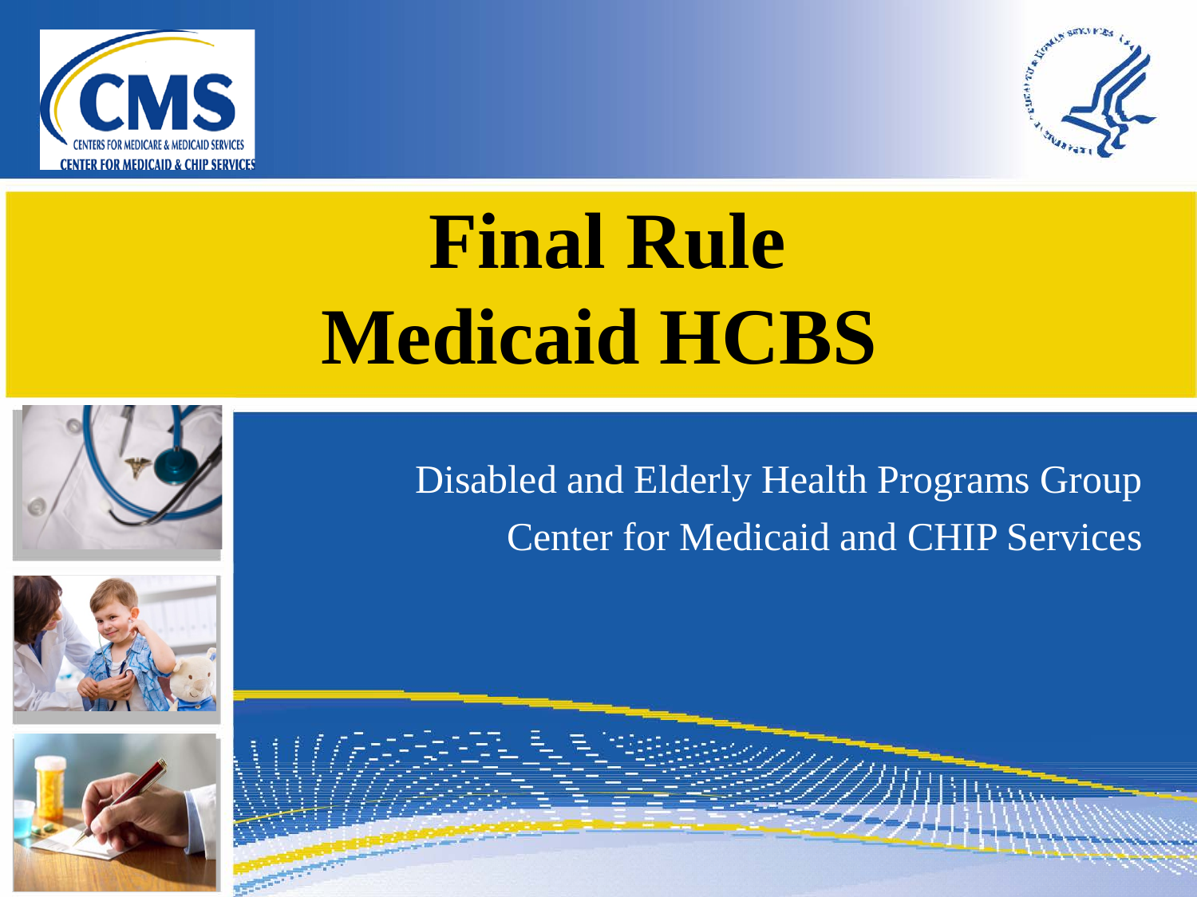# Final Rule
# Medicaid HCBS

Disabled and Elderly Health Programs Group

Center for Medicaid and CHIP Services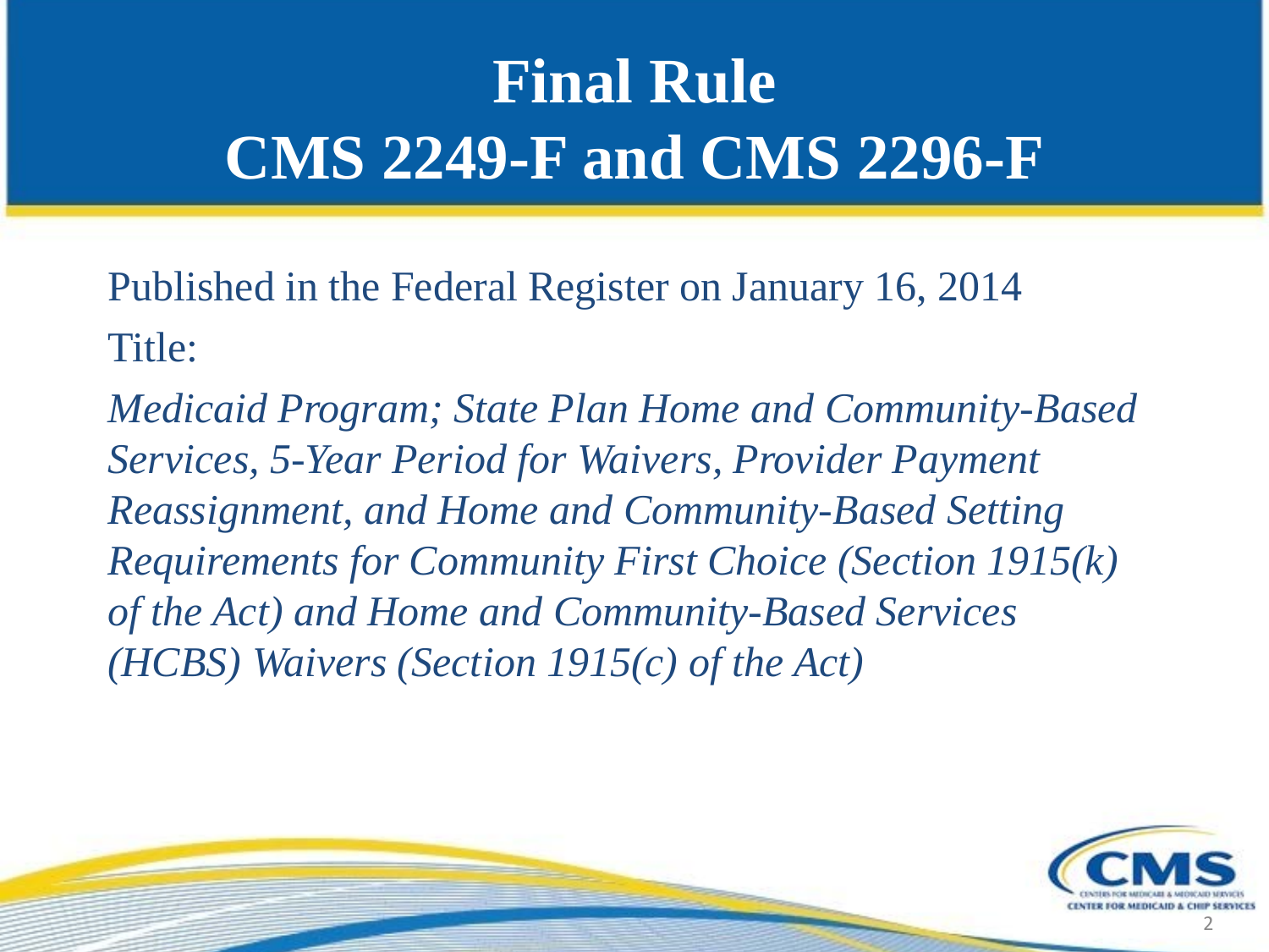# Final Rule
# CMS 2249-F and CMS 2296-F

Published in the Federal Register on January 16, 2014

Title:

*Medicaid Program; State Plan Home and Community-Based Services, 5-Year Period for Waivers, Provider Payment Reassignment, and Home and Community-Based Setting Requirements for Community First Choice (Section 1915(k) of the Act) and Home and Community-Based Services (HCBS) Waivers (Section 1915(c) of the Act)*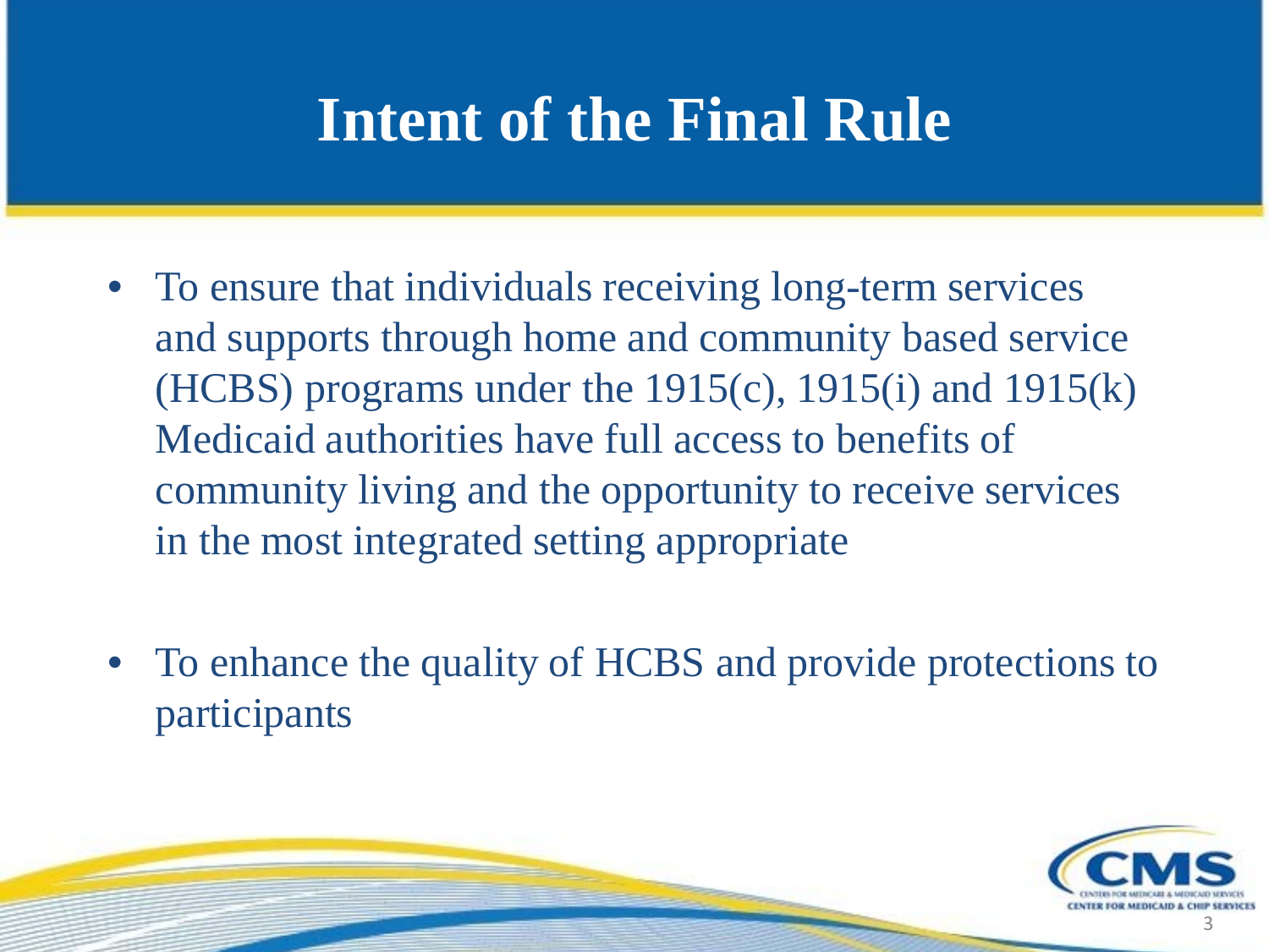# Intent of the Final Rule

- To ensure that individuals receiving long-term services and supports through home and community based service (HCBS) programs under the 1915(c), 1915(i) and 1915(k) Medicaid authorities have full access to benefits of community living and the opportunity to receive services in the most integrated setting appropriate

- To enhance the quality of HCBS and provide protections to participants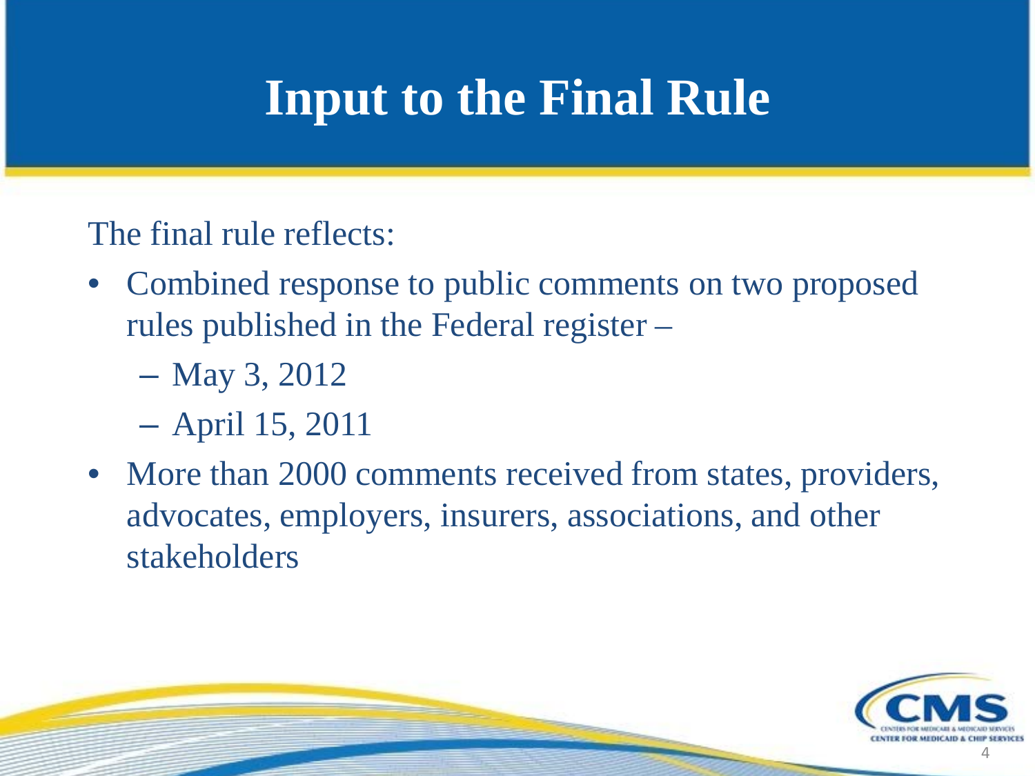# Input to the Final Rule

The final rule reflects:

- Combined response to public comments on two proposed rules published in the Federal register –
  - May 3, 2012
  - April 15, 2011
- More than 2000 comments received from states, providers, advocates, employers, insurers, associations, and other stakeholders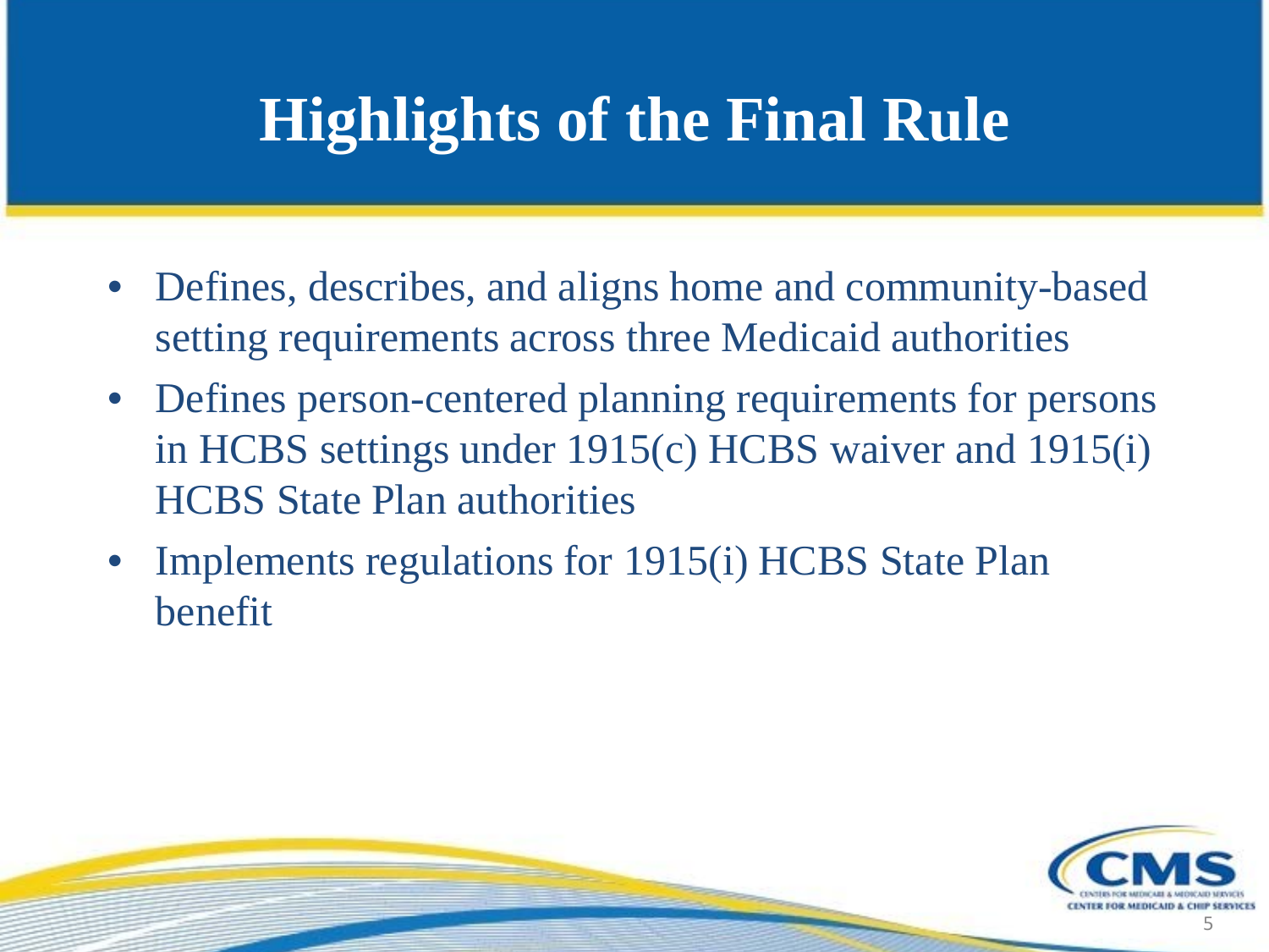# Highlights of the Final Rule

- Defines, describes, and aligns home and community-based setting requirements across three Medicaid authorities
- Defines person-centered planning requirements for persons in HCBS settings under 1915(c) HCBS waiver and 1915(i) HCBS State Plan authorities
- Implements regulations for 1915(i) HCBS State Plan benefit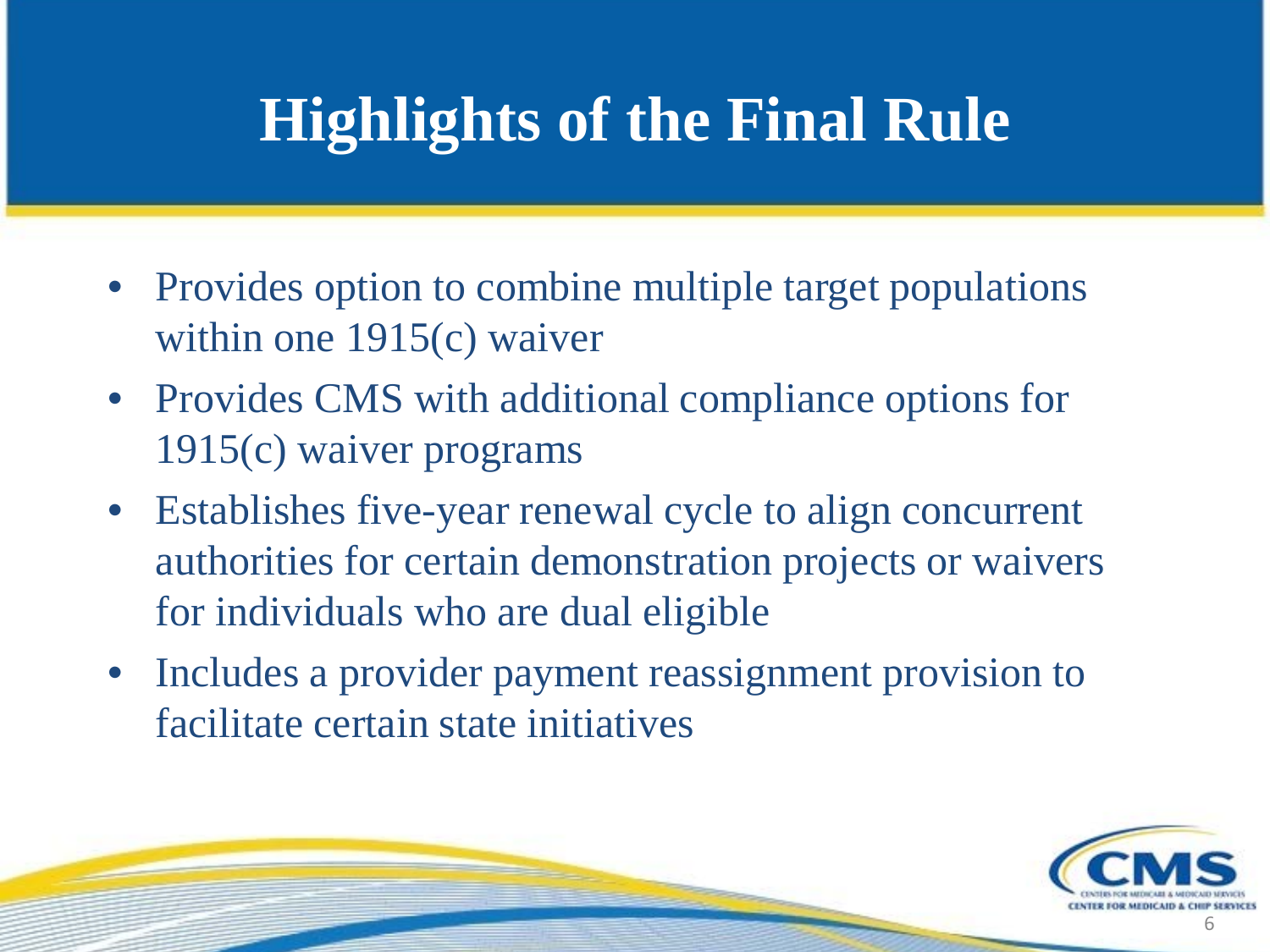# Highlights of the Final Rule

- Provides option to combine multiple target populations within one 1915(c) waiver
- Provides CMS with additional compliance options for 1915(c) waiver programs
- Establishes five-year renewal cycle to align concurrent authorities for certain demonstration projects or waivers for individuals who are dual eligible
- Includes a provider payment reassignment provision to facilitate certain state initiatives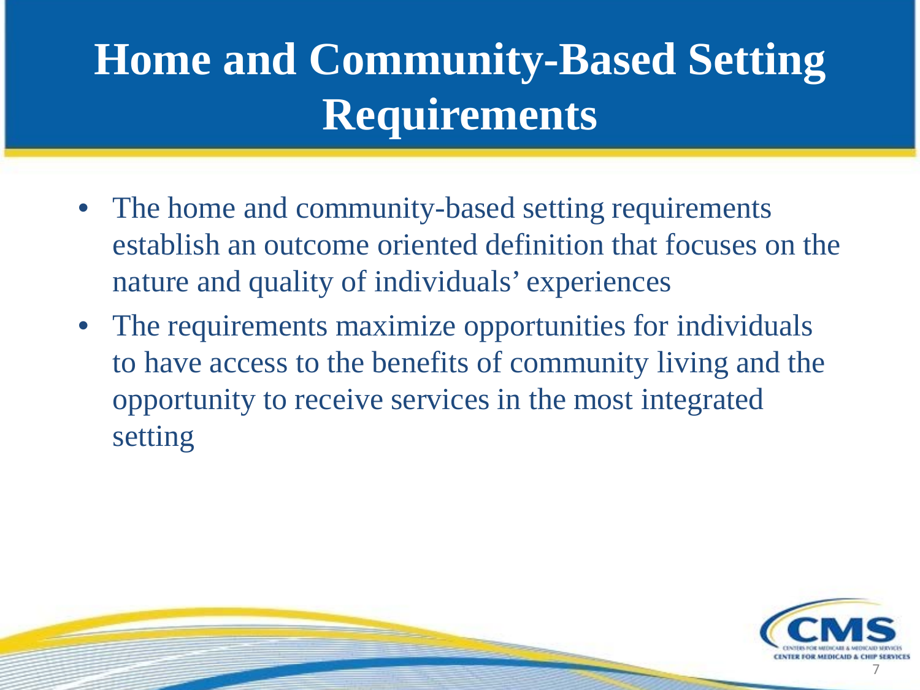# Home and Community-Based Setting Requirements

- The home and community-based setting requirements establish an outcome oriented definition that focuses on the nature and quality of individuals' experiences
- The requirements maximize opportunities for individuals to have access to the benefits of community living and the opportunity to receive services in the most integrated setting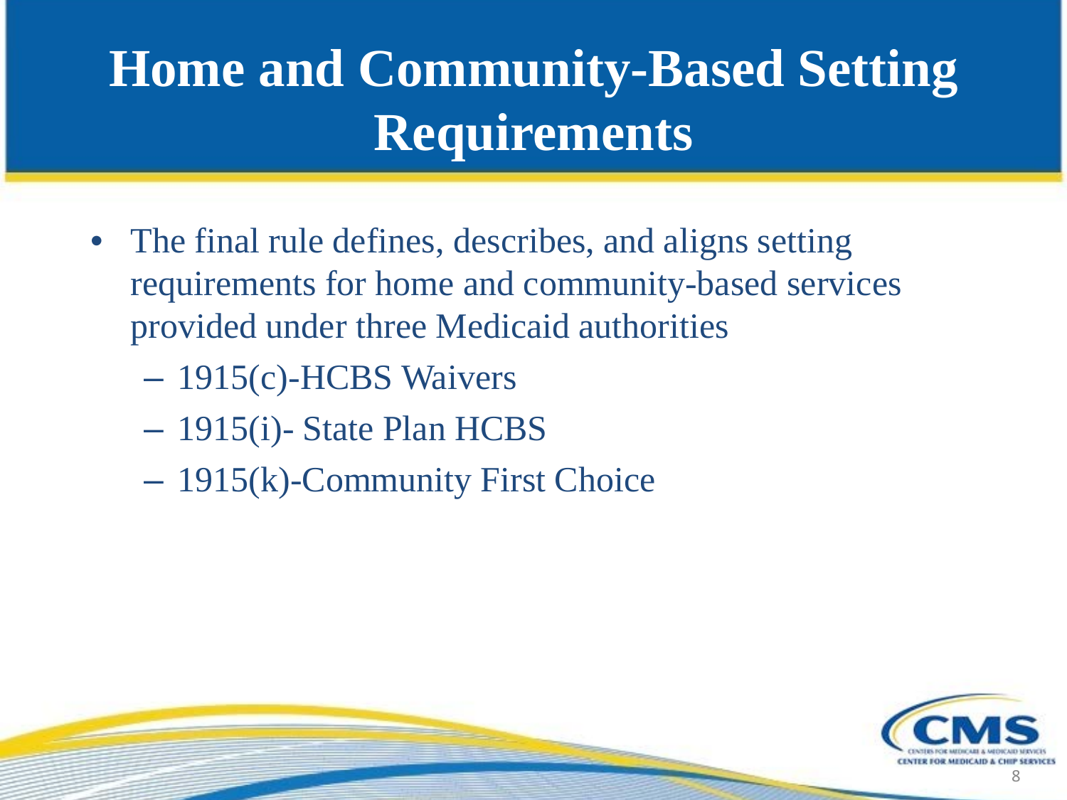# Home and Community-Based Setting Requirements

- The final rule defines, describes, and aligns setting requirements for home and community-based services provided under three Medicaid authorities
  - 1915(c)-HCBS Waivers
  - 1915(i)- State Plan HCBS
  - 1915(k)-Community First Choice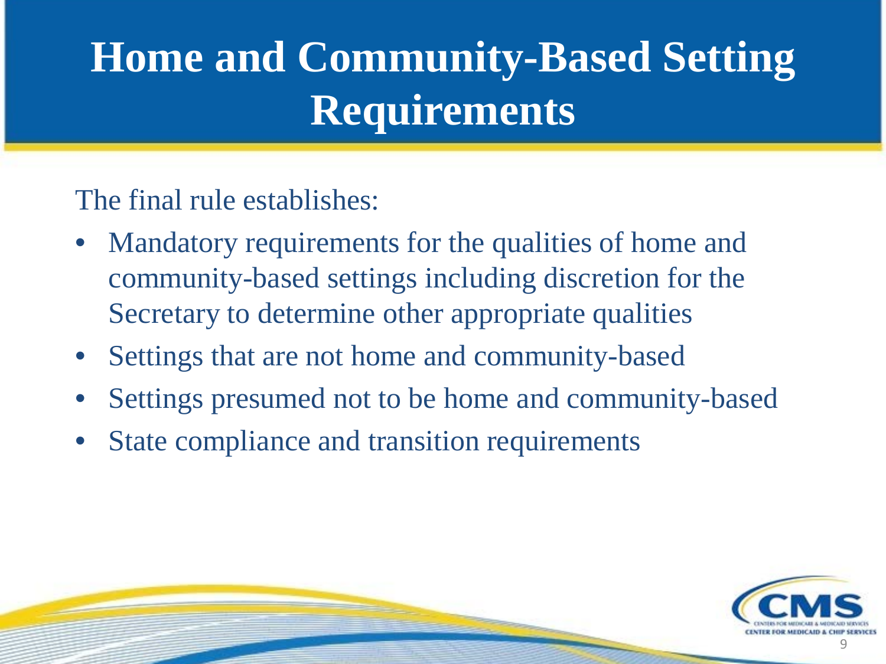# Home and Community-Based Setting Requirements

The final rule establishes:

- Mandatory requirements for the qualities of home and community-based settings including discretion for the Secretary to determine other appropriate qualities
- Settings that are not home and community-based
- Settings presumed not to be home and community-based
- State compliance and transition requirements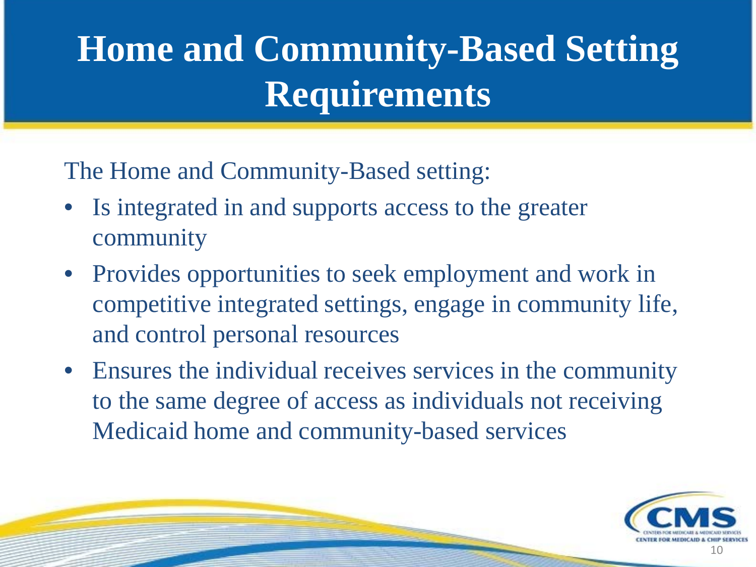# Home and Community-Based Setting Requirements

The Home and Community-Based setting:

- Is integrated in and supports access to the greater community
- Provides opportunities to seek employment and work in competitive integrated settings, engage in community life, and control personal resources
- Ensures the individual receives services in the community to the same degree of access as individuals not receiving Medicaid home and community-based services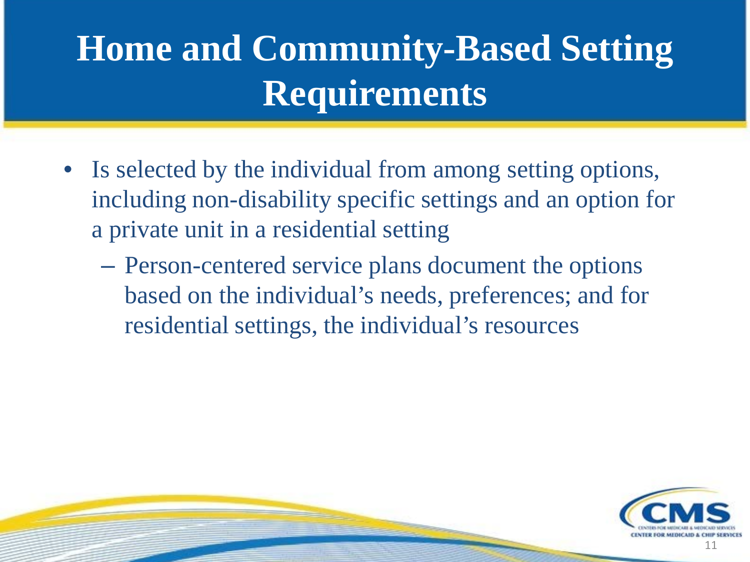# Home and Community-Based Setting Requirements

- Is selected by the individual from among setting options, including non-disability specific settings and an option for a private unit in a residential setting
  - Person-centered service plans document the options based on the individual's needs, preferences; and for residential settings, the individual's resources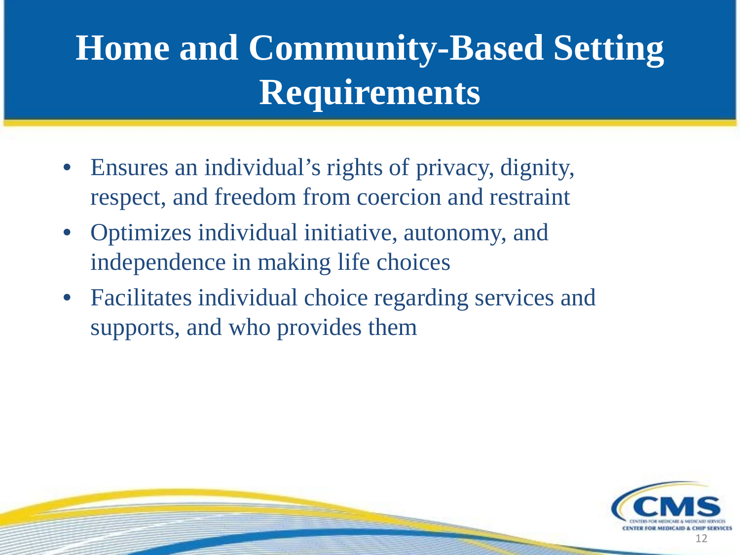# Home and Community-Based Setting Requirements

- Ensures an individual's rights of privacy, dignity, respect, and freedom from coercion and restraint
- Optimizes individual initiative, autonomy, and independence in making life choices
- Facilitates individual choice regarding services and supports, and who provides them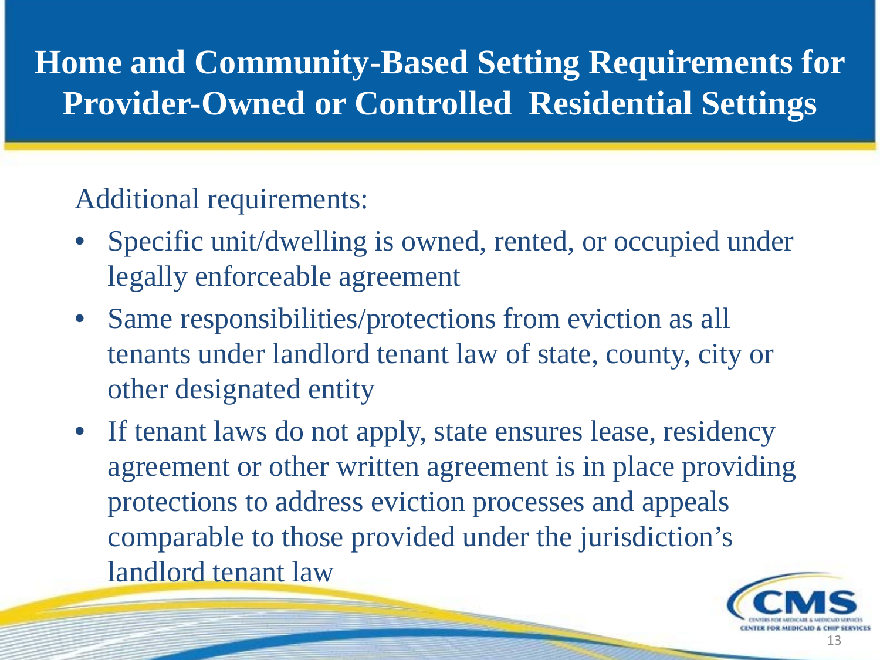# Home and Community-Based Setting Requirements for Provider-Owned or Controlled Residential Settings

Additional requirements:

- Specific unit/dwelling is owned, rented, or occupied under legally enforceable agreement
- Same responsibilities/protections from eviction as all tenants under landlord tenant law of state, county, city or other designated entity
- If tenant laws do not apply, state ensures lease, residency agreement or other written agreement is in place providing protections to address eviction processes and appeals comparable to those provided under the jurisdiction's landlord tenant law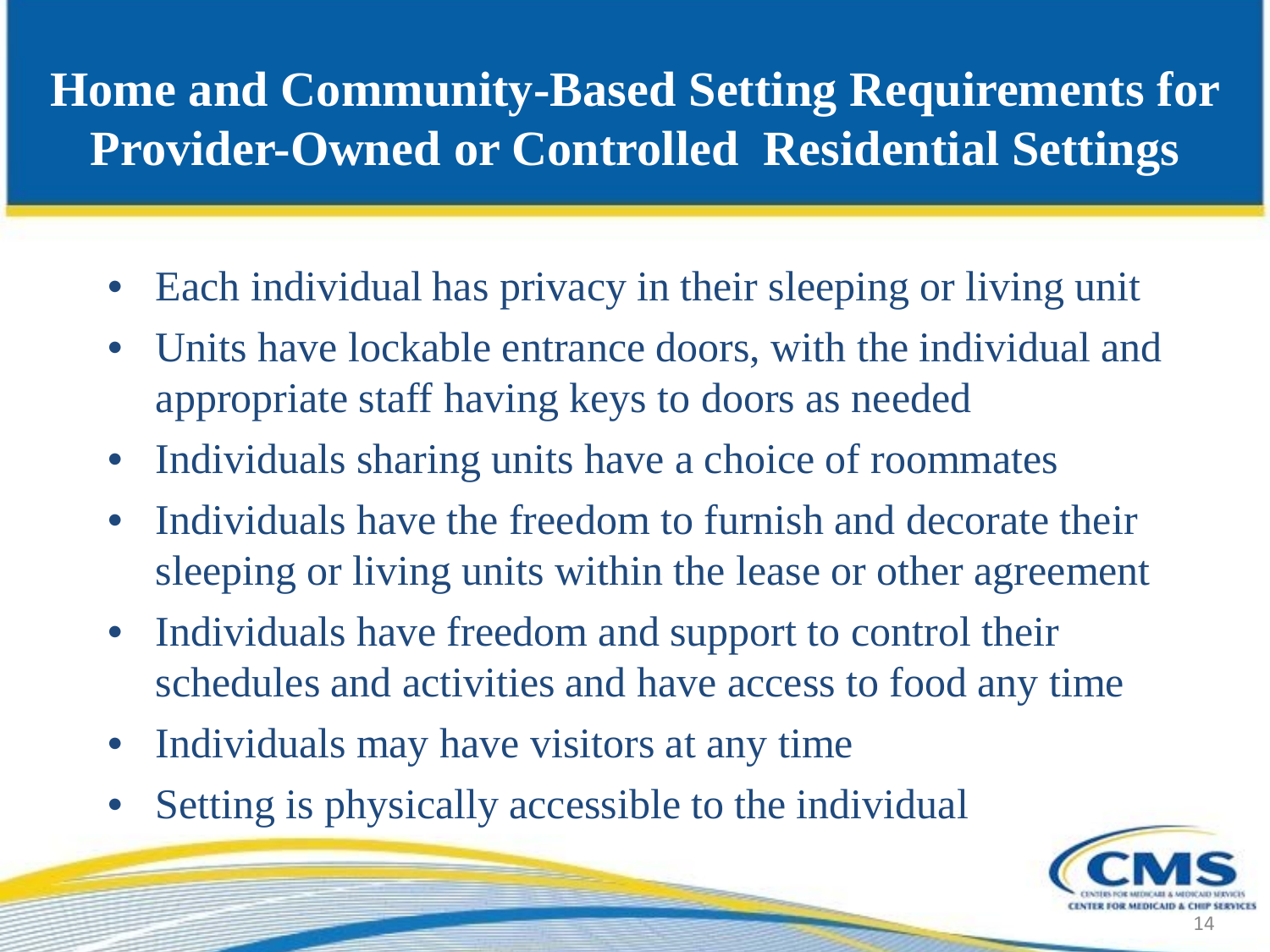# Home and Community-Based Setting Requirements for Provider-Owned or Controlled Residential Settings

- Each individual has privacy in their sleeping or living unit
- Units have lockable entrance doors, with the individual and appropriate staff having keys to doors as needed
- Individuals sharing units have a choice of roommates
- Individuals have the freedom to furnish and decorate their sleeping or living units within the lease or other agreement
- Individuals have freedom and support to control their schedules and activities and have access to food any time
- Individuals may have visitors at any time
- Setting is physically accessible to the individual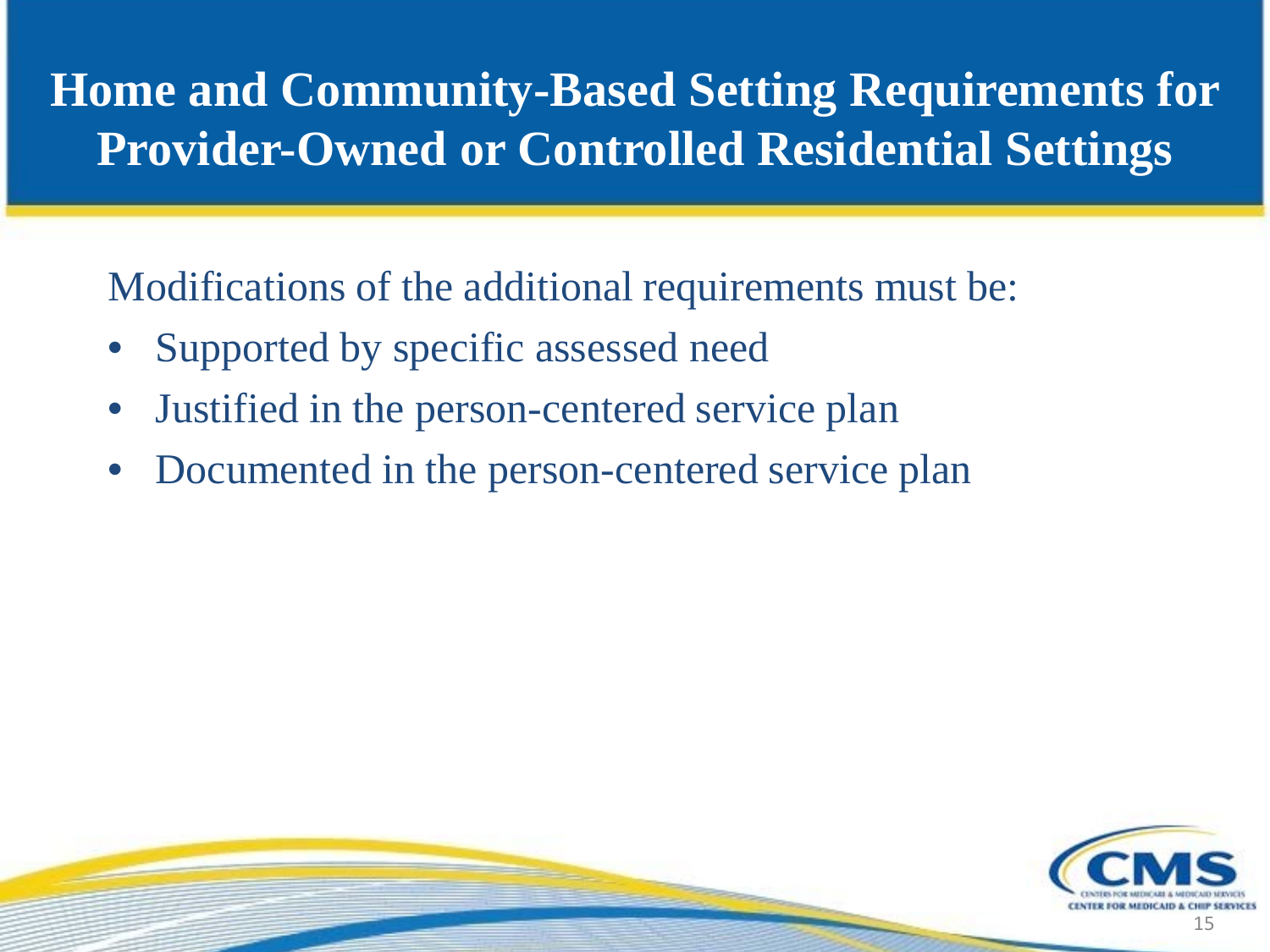# Home and Community-Based Setting Requirements for Provider-Owned or Controlled Residential Settings

Modifications of the additional requirements must be:

- Supported by specific assessed need
- Justified in the person-centered service plan
- Documented in the person-centered service plan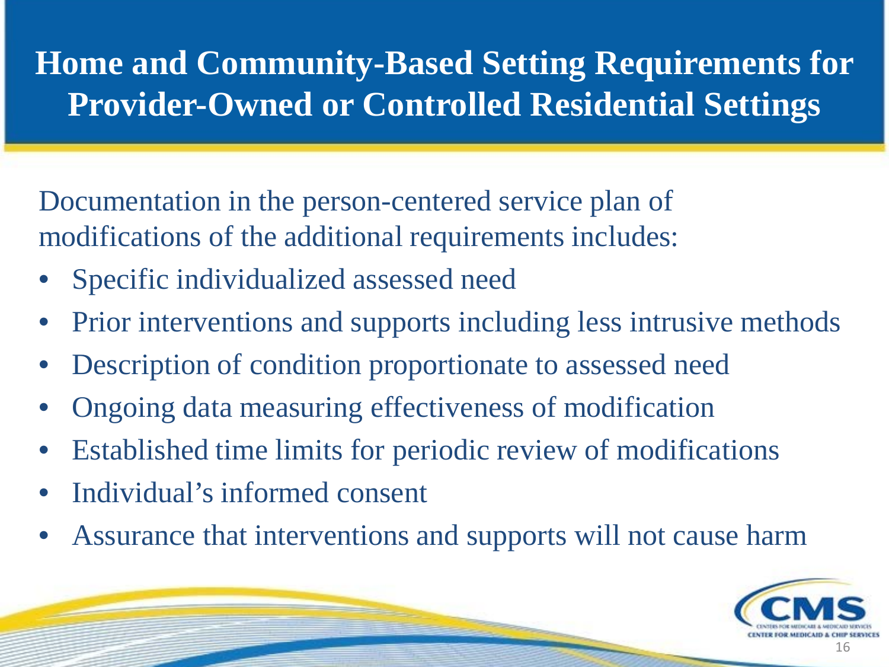# Home and Community-Based Setting Requirements for Provider-Owned or Controlled Residential Settings

Documentation in the person-centered service plan of modifications of the additional requirements includes:

- Specific individualized assessed need
- Prior interventions and supports including less intrusive methods
- Description of condition proportionate to assessed need
- Ongoing data measuring effectiveness of modification
- Established time limits for periodic review of modifications
- Individual's informed consent
- Assurance that interventions and supports will not cause harm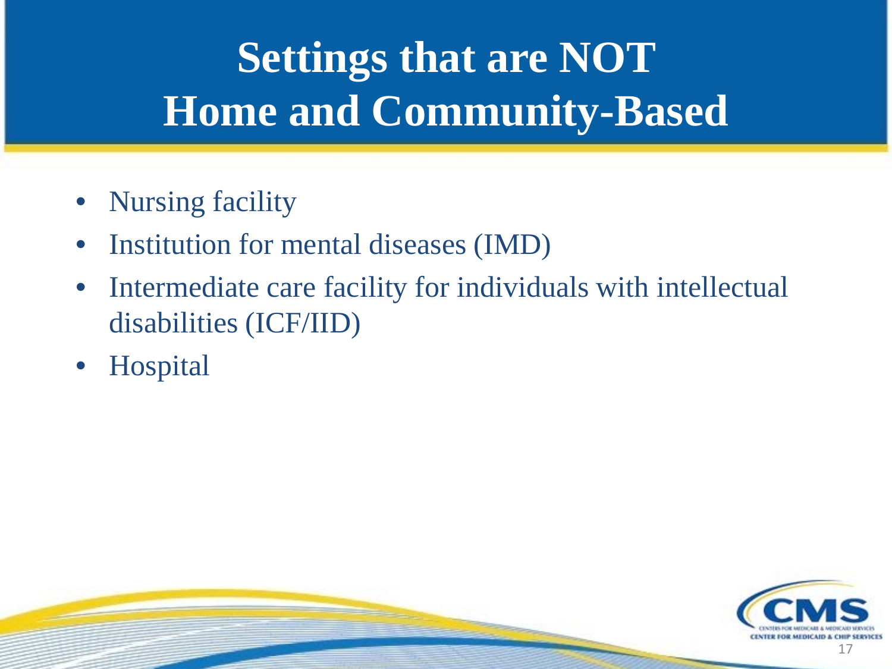# Settings that are NOT Home and Community-Based

- Nursing facility
- Institution for mental diseases (IMD)
- Intermediate care facility for individuals with intellectual disabilities (ICF/IID)
- Hospital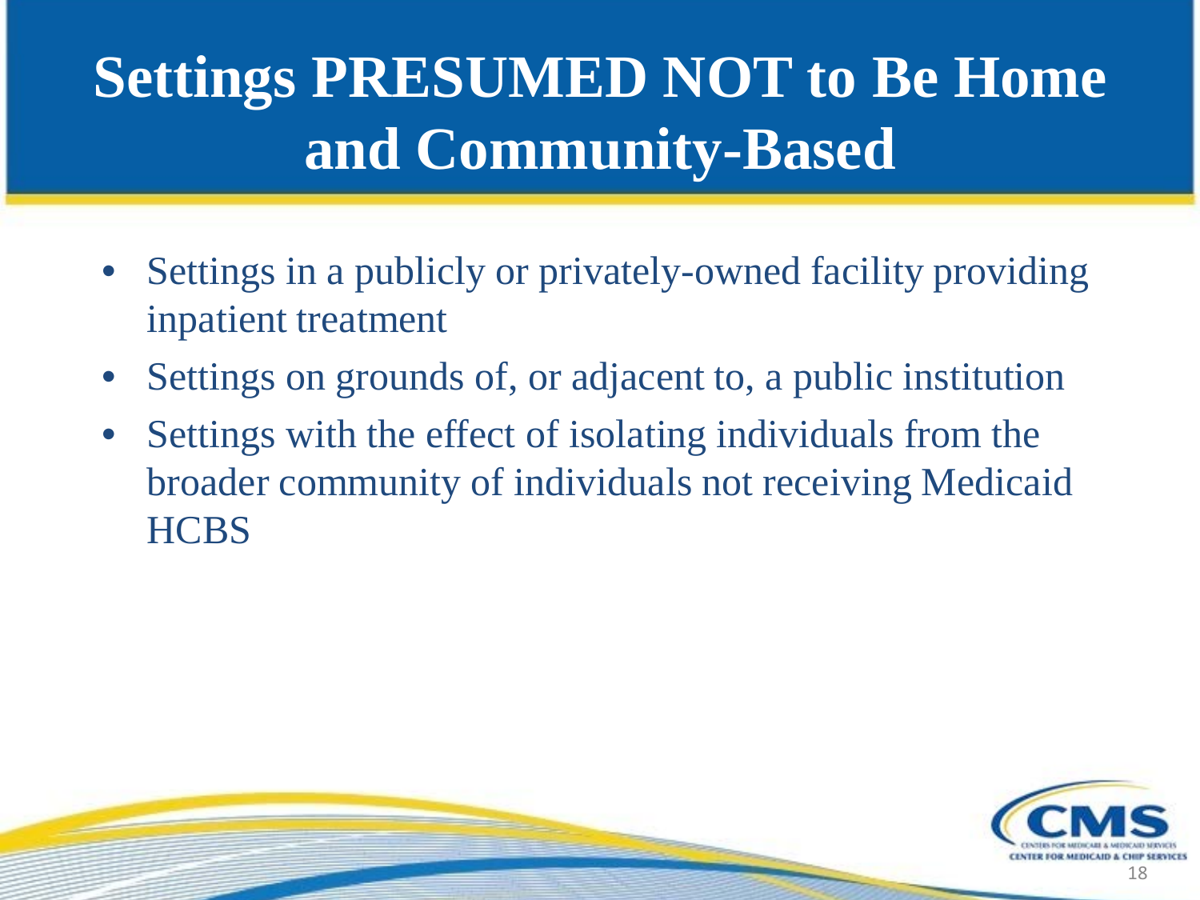# Settings PRESUMED NOT to Be Home and Community-Based

- Settings in a publicly or privately-owned facility providing inpatient treatment
- Settings on grounds of, or adjacent to, a public institution
- Settings with the effect of isolating individuals from the broader community of individuals not receiving Medicaid HCBS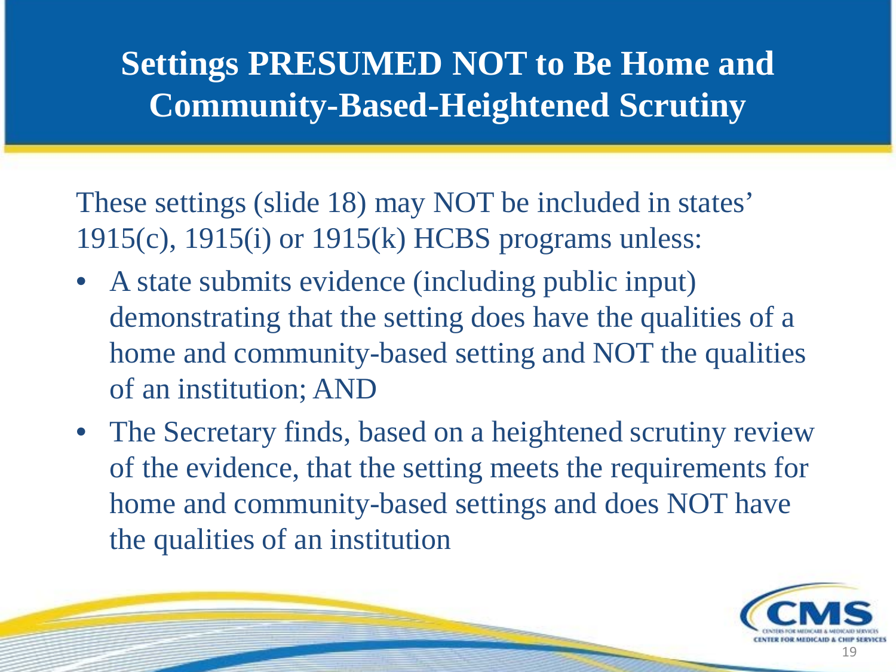# Settings PRESUMED NOT to Be Home and Community-Based-Heightened Scrutiny

These settings (slide 18) may NOT be included in states' 1915(c), 1915(i) or 1915(k) HCBS programs unless:

- A state submits evidence (including public input) demonstrating that the setting does have the qualities of a home and community-based setting and NOT the qualities of an institution; AND
- The Secretary finds, based on a heightened scrutiny review of the evidence, that the setting meets the requirements for home and community-based settings and does NOT have the qualities of an institution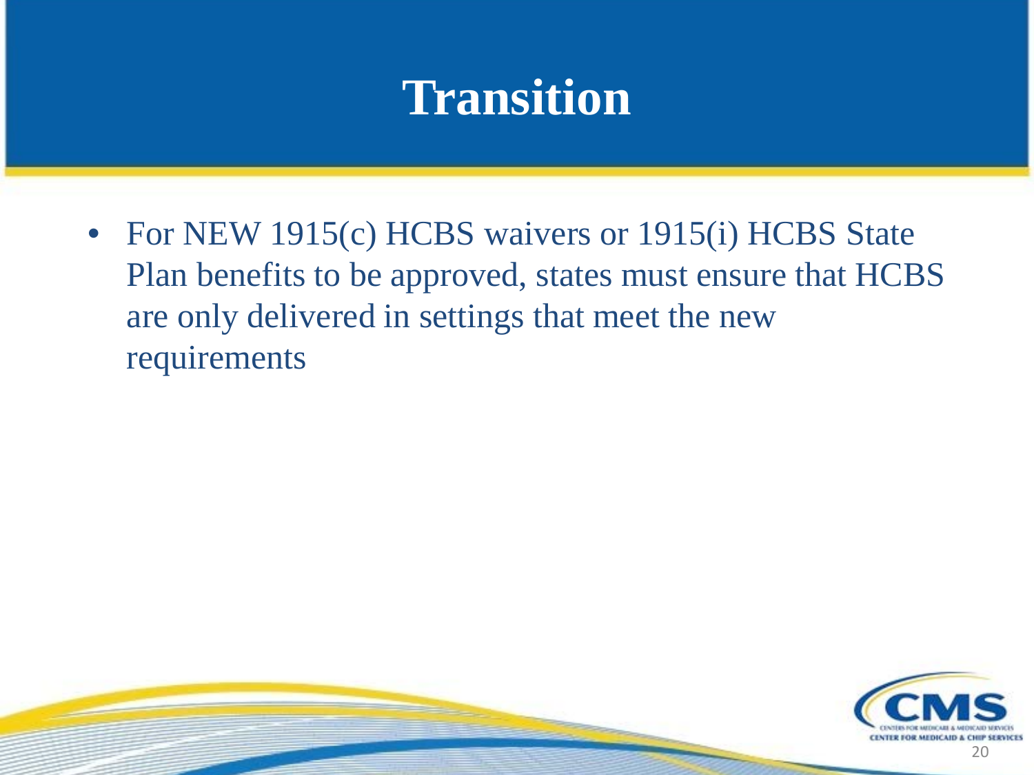# Transition

- For NEW 1915(c) HCBS waivers or 1915(i) HCBS State Plan benefits to be approved, states must ensure that HCBS are only delivered in settings that meet the new requirements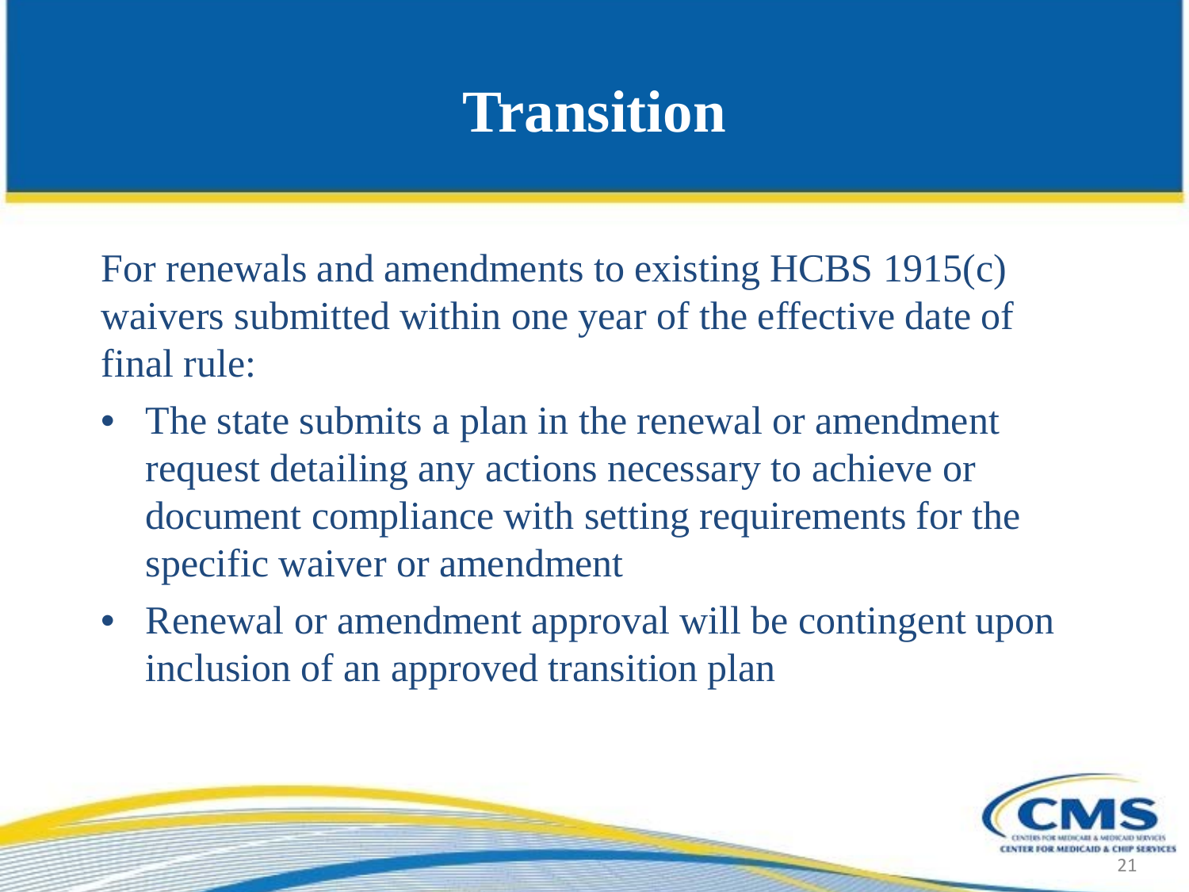# Transition

For renewals and amendments to existing HCBS 1915(c) waivers submitted within one year of the effective date of final rule:

- The state submits a plan in the renewal or amendment request detailing any actions necessary to achieve or document compliance with setting requirements for the specific waiver or amendment
- Renewal or amendment approval will be contingent upon inclusion of an approved transition plan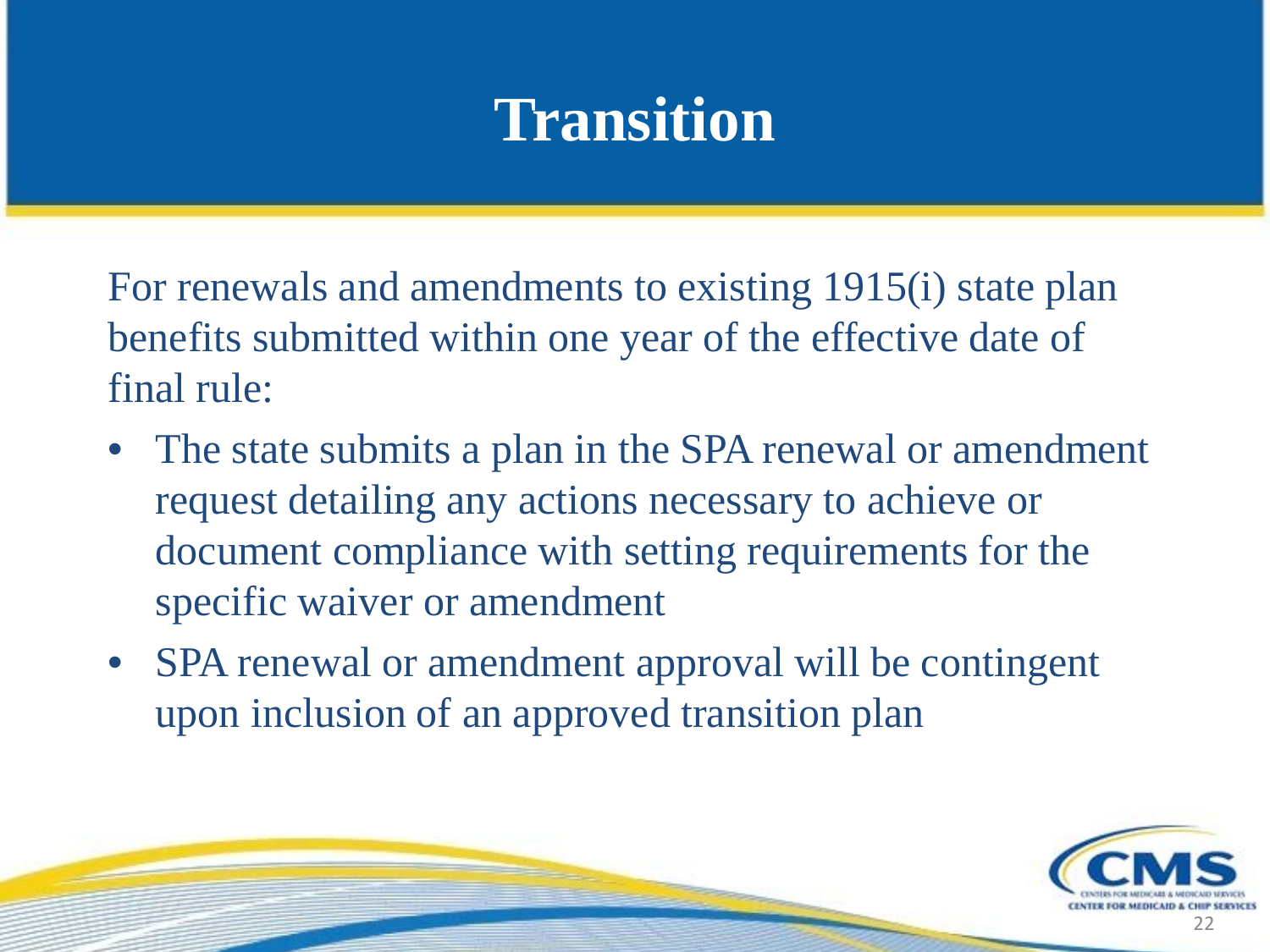# Transition

For renewals and amendments to existing 1915(i) state plan benefits submitted within one year of the effective date of final rule:

- The state submits a plan in the SPA renewal or amendment request detailing any actions necessary to achieve or document compliance with setting requirements for the specific waiver or amendment
- SPA renewal or amendment approval will be contingent upon inclusion of an approved transition plan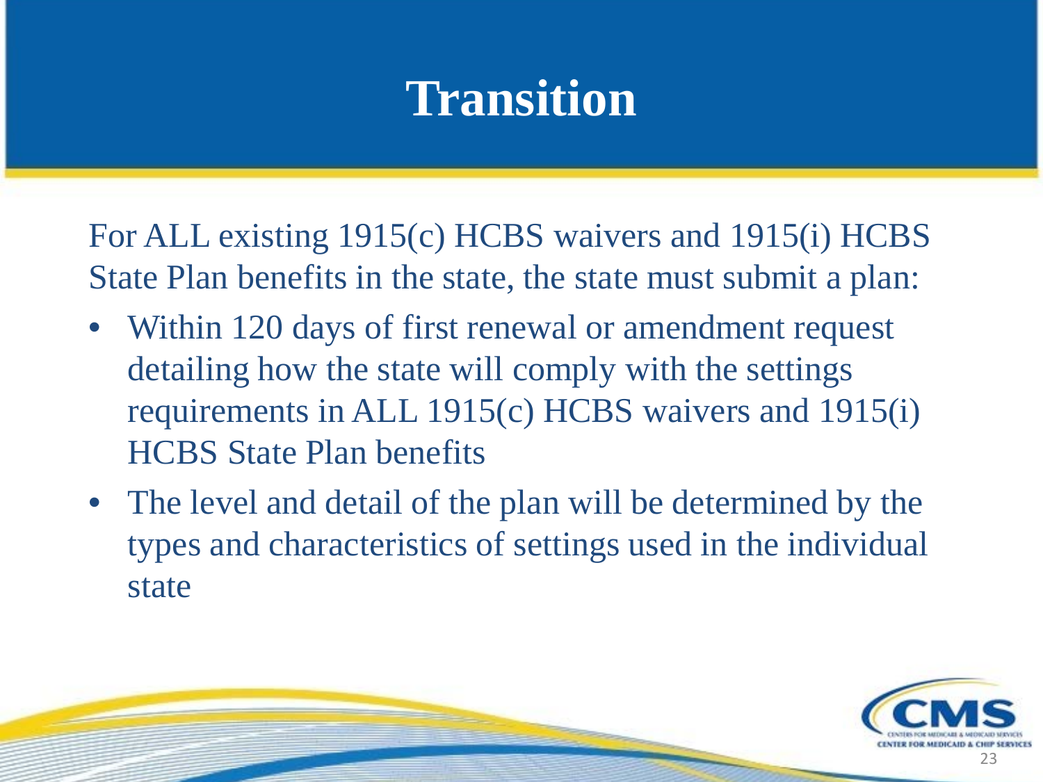# Transition

For ALL existing 1915(c) HCBS waivers and 1915(i) HCBS State Plan benefits in the state, the state must submit a plan:

- Within 120 days of first renewal or amendment request detailing how the state will comply with the settings requirements in ALL 1915(c) HCBS waivers and 1915(i) HCBS State Plan benefits
- The level and detail of the plan will be determined by the types and characteristics of settings used in the individual state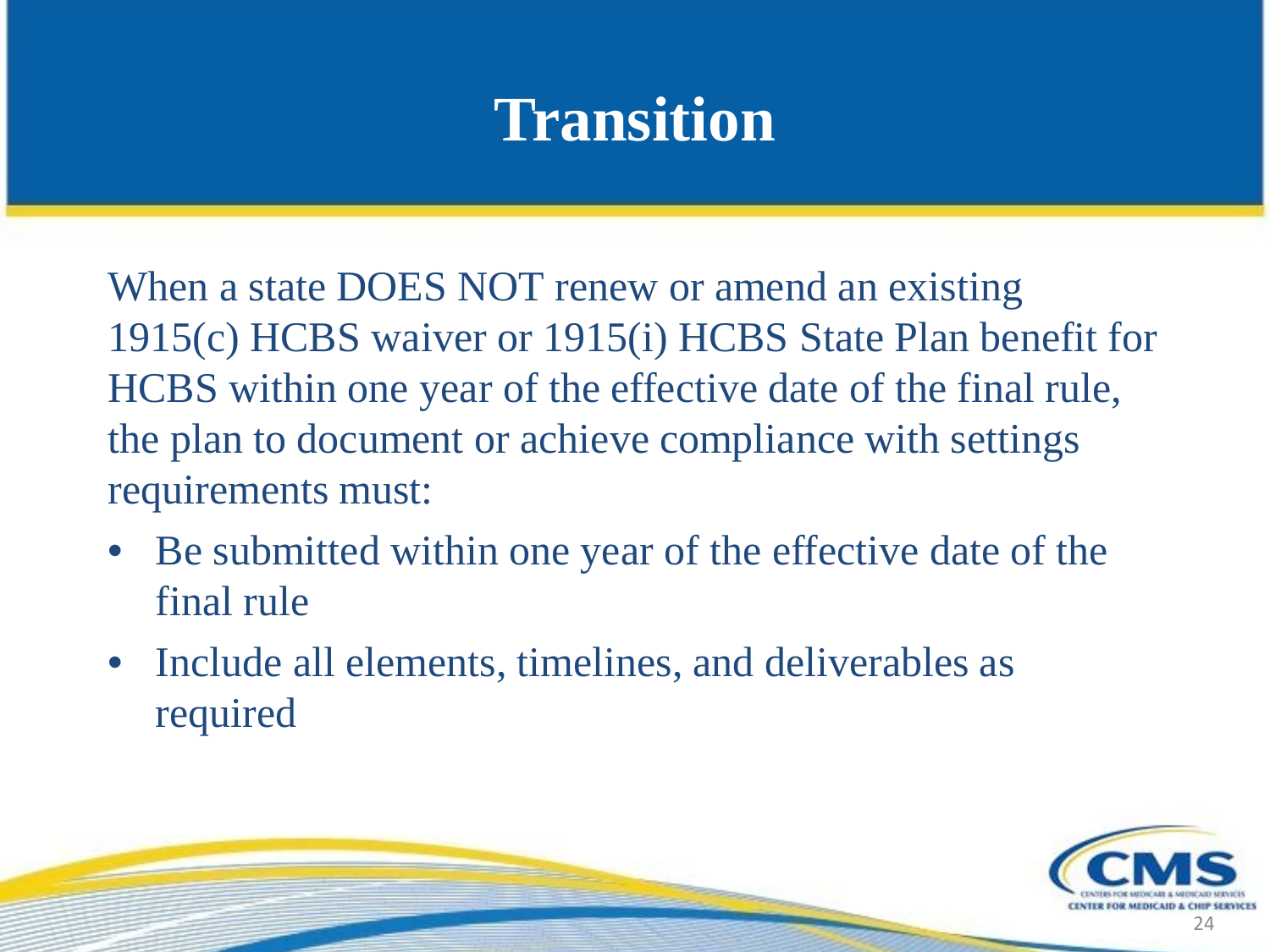# Transition

When a state DOES NOT renew or amend an existing 1915(c) HCBS waiver or 1915(i) HCBS State Plan benefit for HCBS within one year of the effective date of the final rule, the plan to document or achieve compliance with settings requirements must:

- Be submitted within one year of the effective date of the final rule
- Include all elements, timelines, and deliverables as required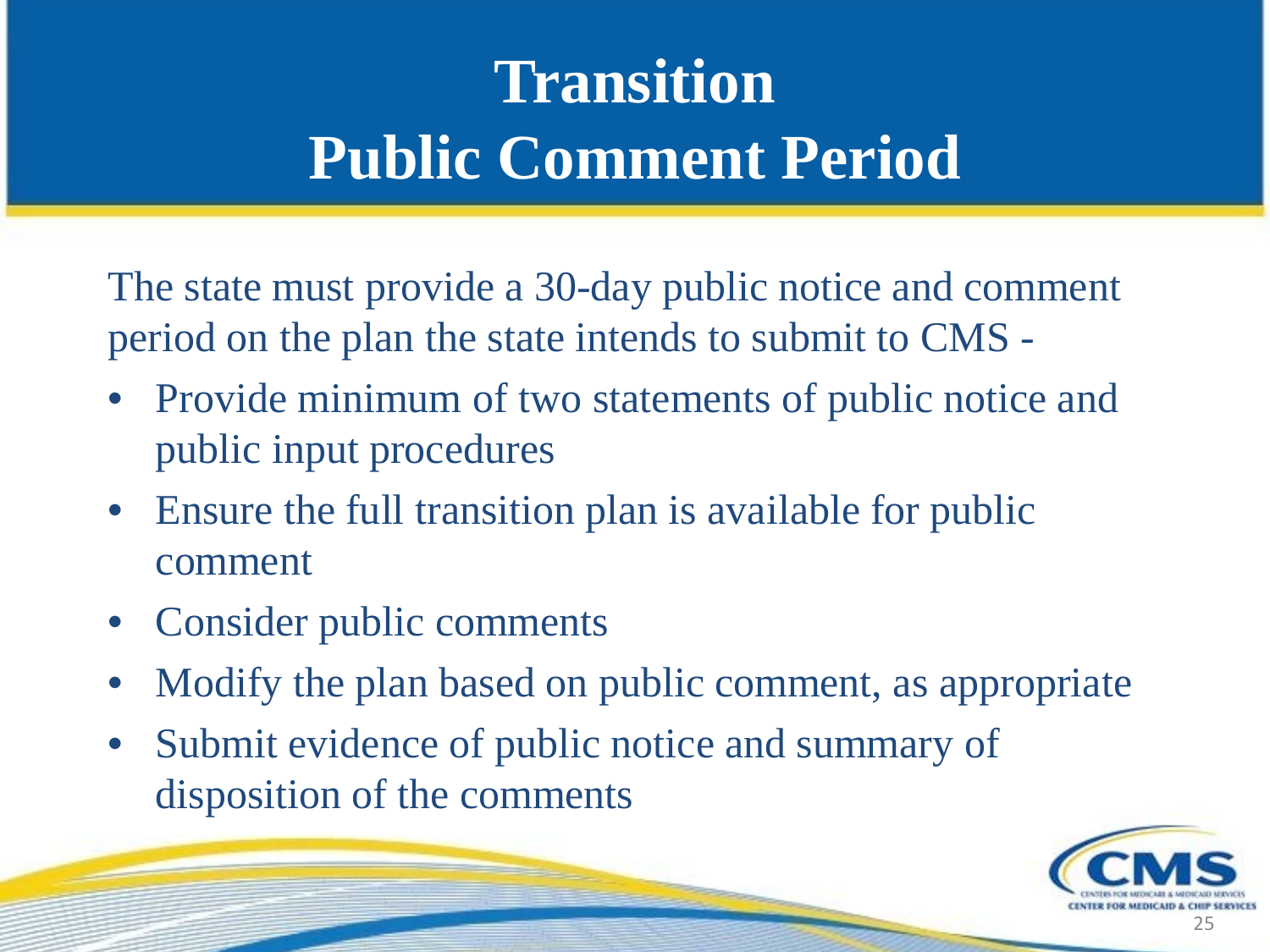# Transition
# Public Comment Period

The state must provide a 30-day public notice and comment period on the plan the state intends to submit to CMS -

- Provide minimum of two statements of public notice and public input procedures
- Ensure the full transition plan is available for public comment
- Consider public comments
- Modify the plan based on public comment, as appropriate
- Submit evidence of public notice and summary of disposition of the comments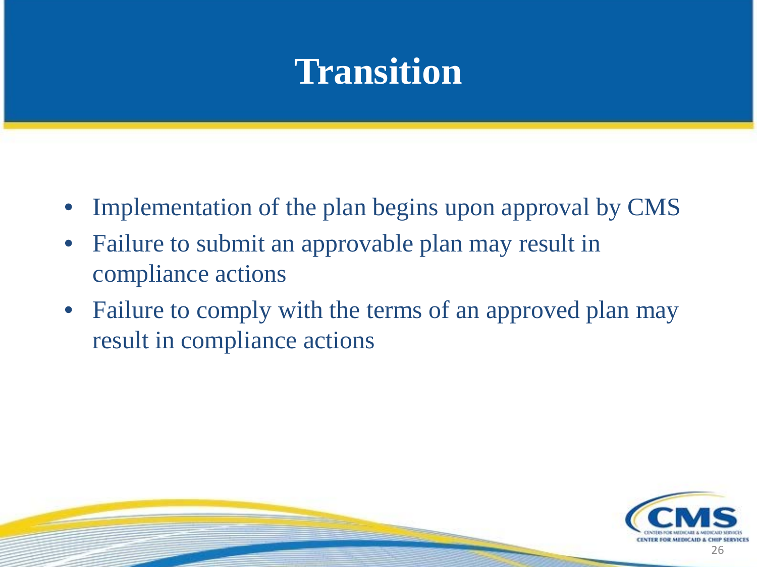# Transition

- Implementation of the plan begins upon approval by CMS
- Failure to submit an approvable plan may result in compliance actions
- Failure to comply with the terms of an approved plan may result in compliance actions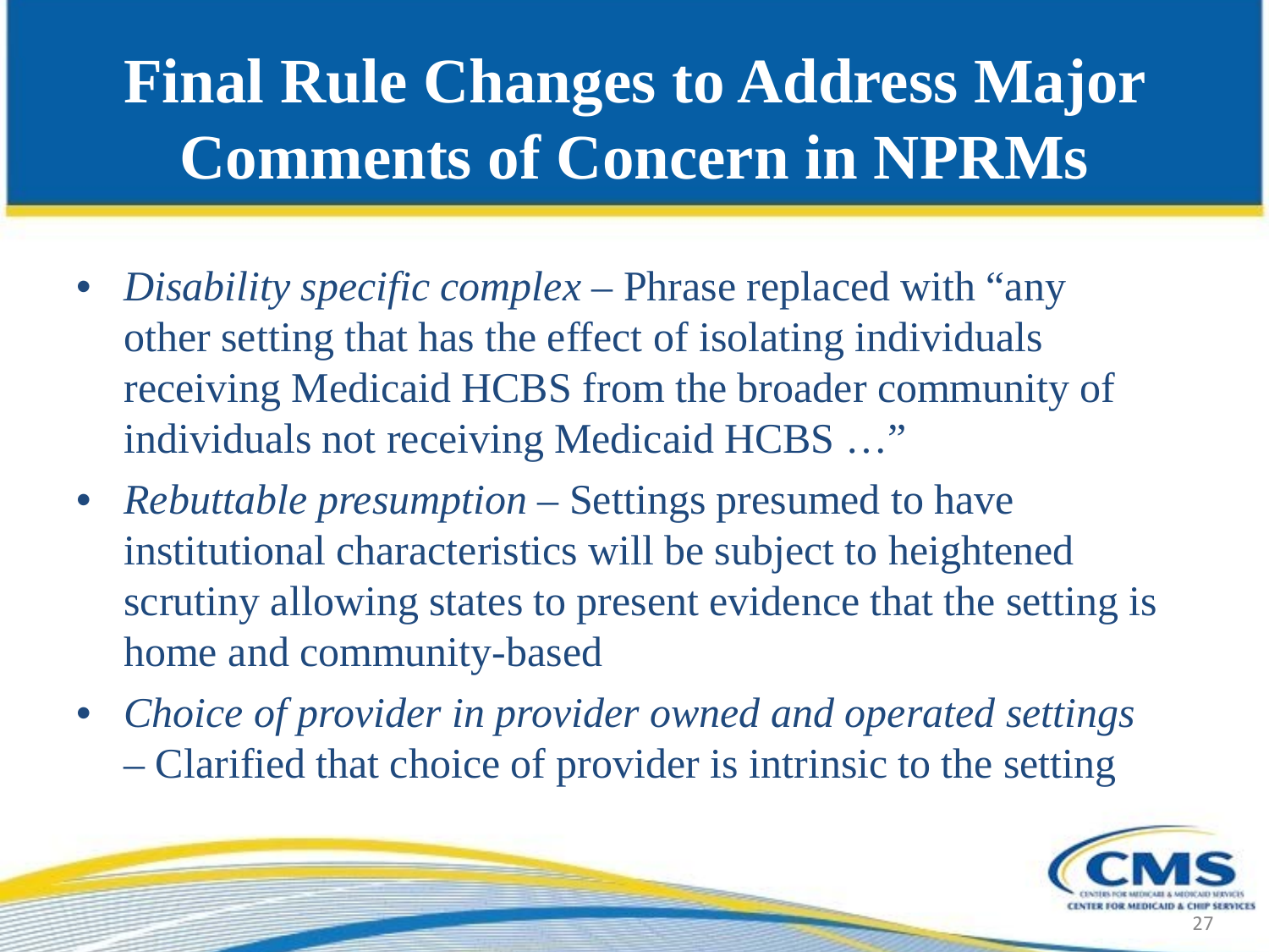# Final Rule Changes to Address Major Comments of Concern in NPRMs

- *Disability specific complex* – Phrase replaced with "any other setting that has the effect of isolating individuals receiving Medicaid HCBS from the broader community of individuals not receiving Medicaid HCBS …"
- *Rebuttable presumption* – Settings presumed to have institutional characteristics will be subject to heightened scrutiny allowing states to present evidence that the setting is home and community-based
- *Choice of provider in provider owned and operated settings* – Clarified that choice of provider is intrinsic to the setting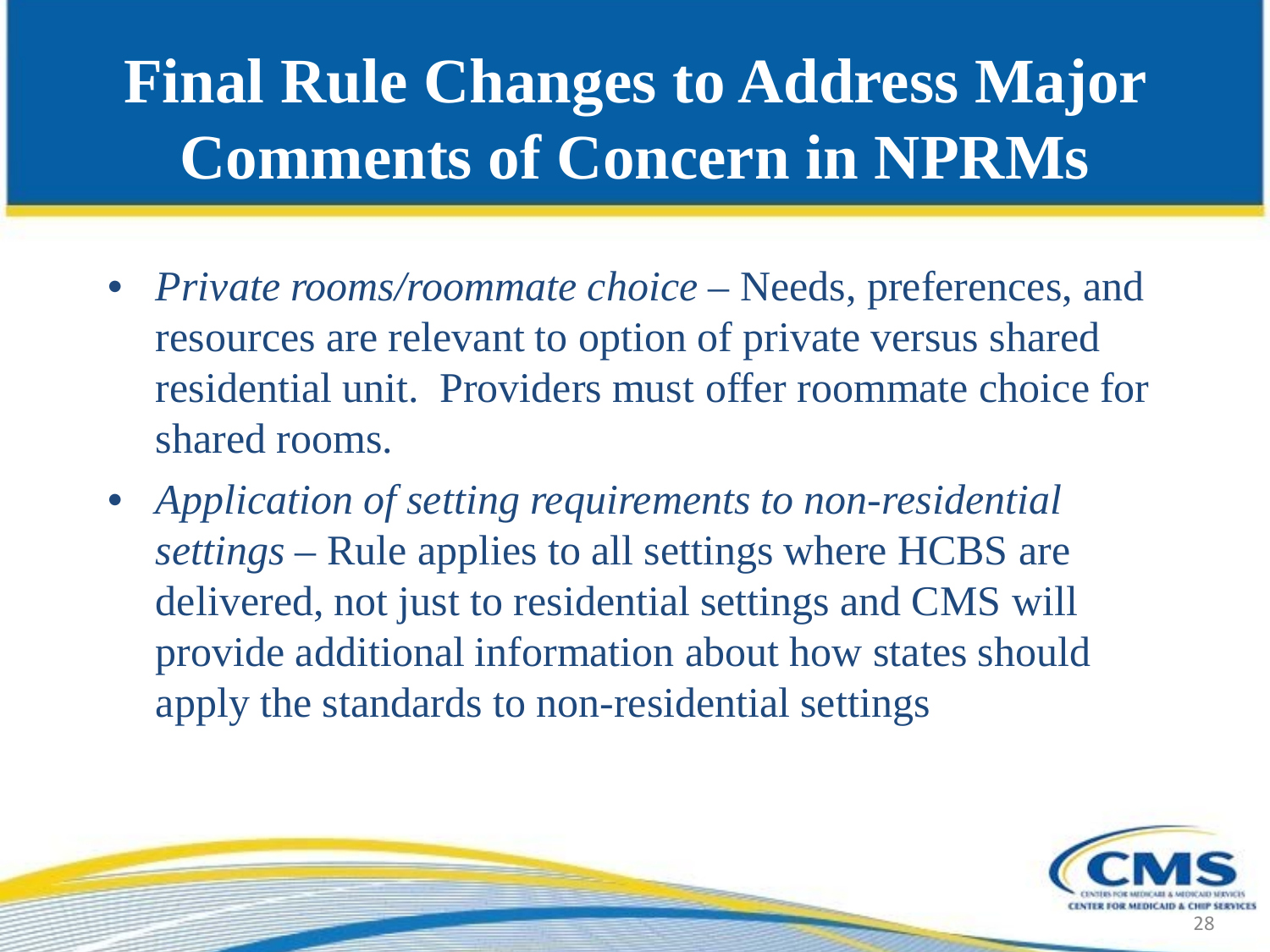# Final Rule Changes to Address Major Comments of Concern in NPRMs

- *Private rooms/roommate choice* – Needs, preferences, and resources are relevant to option of private versus shared residential unit. Providers must offer roommate choice for shared rooms.
- *Application of setting requirements to non-residential settings* – Rule applies to all settings where HCBS are delivered, not just to residential settings and CMS will provide additional information about how states should apply the standards to non-residential settings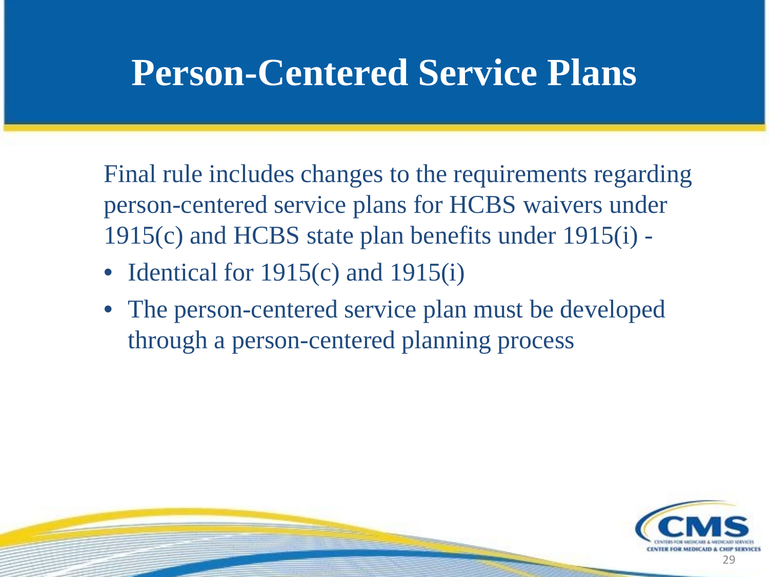# Person-Centered Service Plans

Final rule includes changes to the requirements regarding person-centered service plans for HCBS waivers under 1915(c) and HCBS state plan benefits under 1915(i) -

- Identical for 1915(c) and 1915(i)
- The person-centered service plan must be developed through a person-centered planning process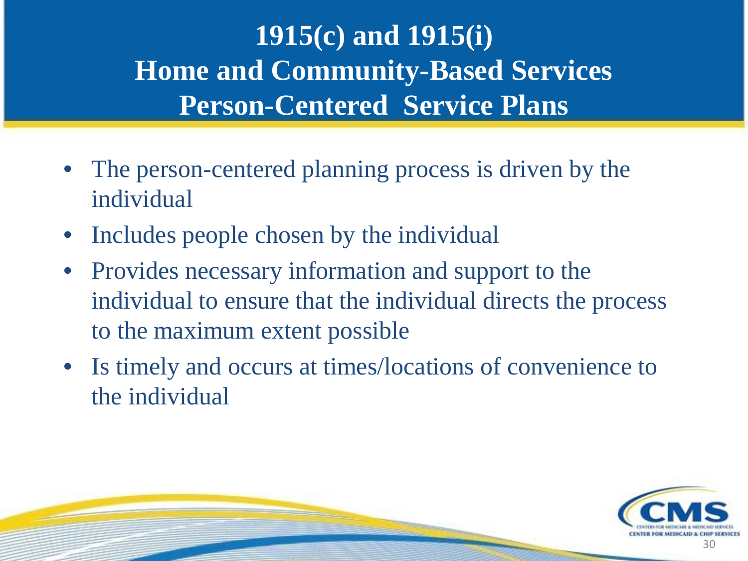# 1915(c) and 1915(i) Home and Community-Based Services Person-Centered Service Plans

- The person-centered planning process is driven by the individual
- Includes people chosen by the individual
- Provides necessary information and support to the individual to ensure that the individual directs the process to the maximum extent possible
- Is timely and occurs at times/locations of convenience to the individual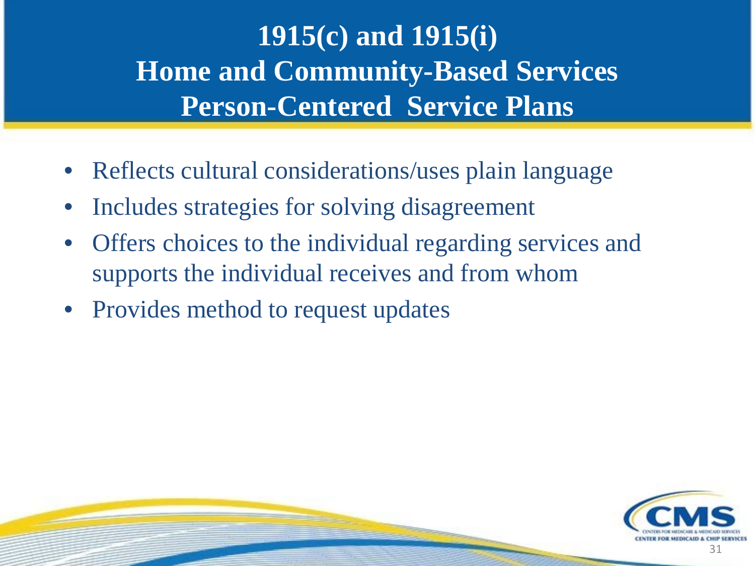# 1915(c) and 1915(i) Home and Community-Based Services Person-Centered Service Plans

- Reflects cultural considerations/uses plain language
- Includes strategies for solving disagreement
- Offers choices to the individual regarding services and supports the individual receives and from whom
- Provides method to request updates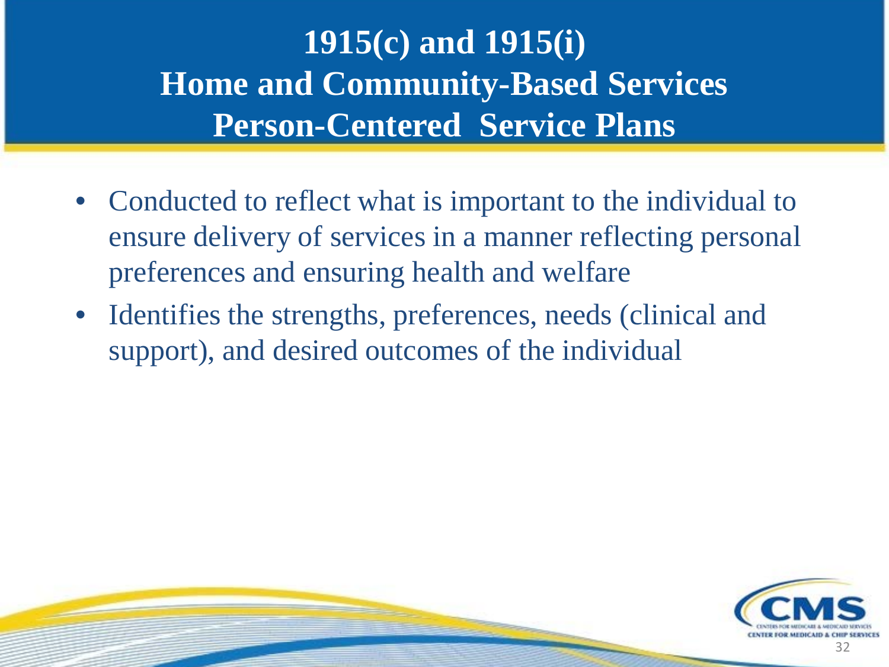# 1915(c) and 1915(i) Home and Community-Based Services Person-Centered Service Plans

- Conducted to reflect what is important to the individual to ensure delivery of services in a manner reflecting personal preferences and ensuring health and welfare
- Identifies the strengths, preferences, needs (clinical and support), and desired outcomes of the individual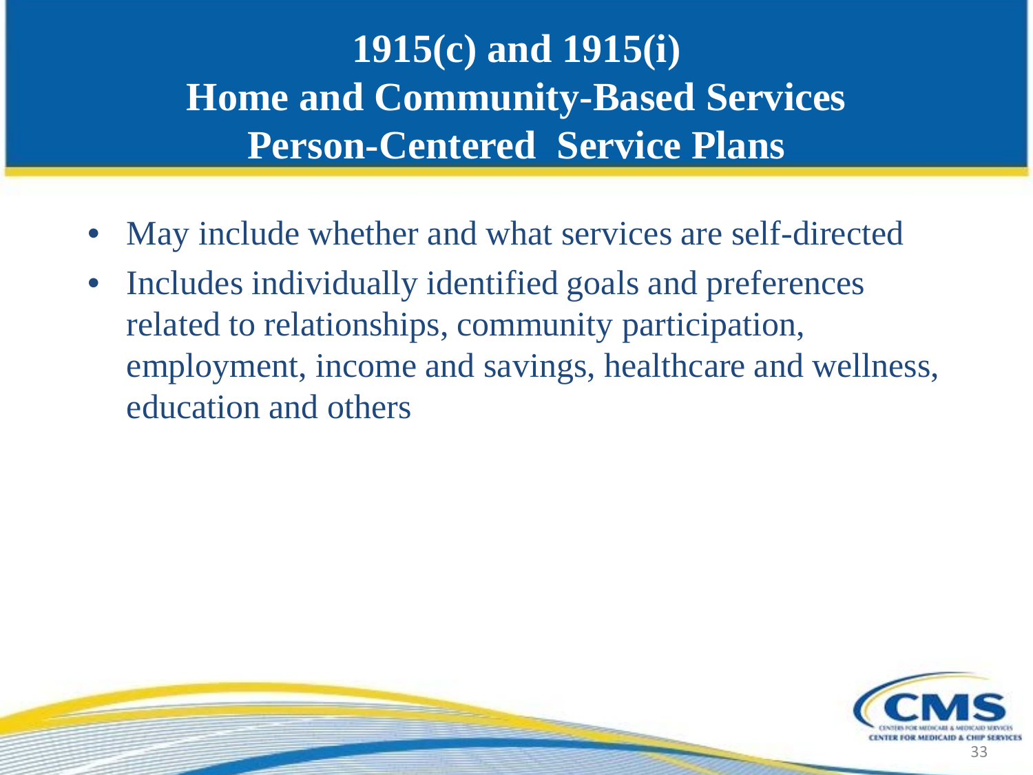# 1915(c) and 1915(i) Home and Community-Based Services Person-Centered Service Plans

- May include whether and what services are self-directed
- Includes individually identified goals and preferences related to relationships, community participation, employment, income and savings, healthcare and wellness, education and others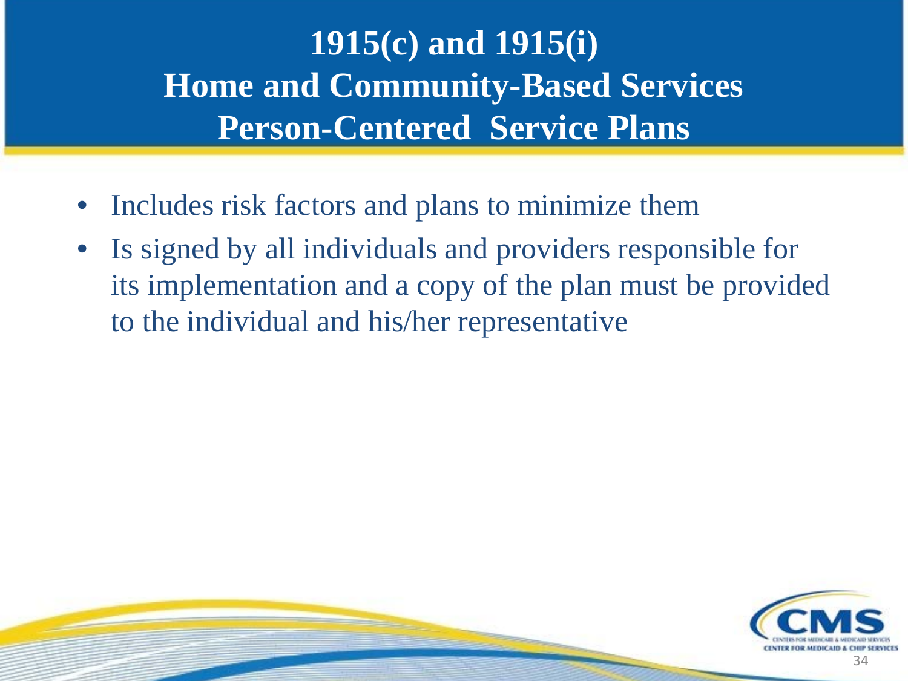# 1915(c) and 1915(i) Home and Community-Based Services Person-Centered Service Plans

- Includes risk factors and plans to minimize them
- Is signed by all individuals and providers responsible for its implementation and a copy of the plan must be provided to the individual and his/her representative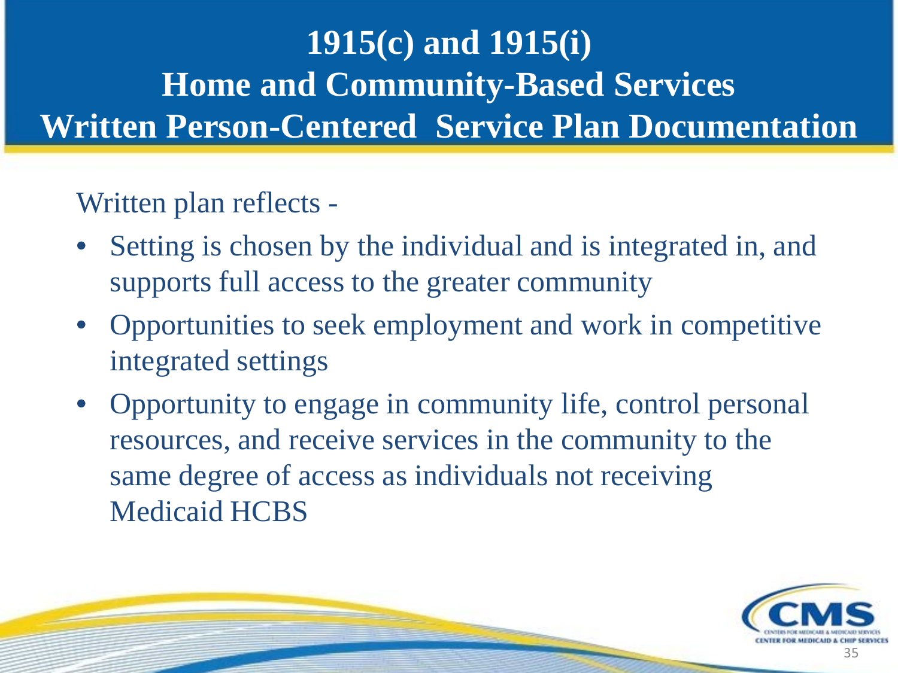# 1915(c) and 1915(i) Home and Community-Based Services Written Person-Centered Service Plan Documentation

Written plan reflects -

- Setting is chosen by the individual and is integrated in, and supports full access to the greater community
- Opportunities to seek employment and work in competitive integrated settings
- Opportunity to engage in community life, control personal resources, and receive services in the community to the same degree of access as individuals not receiving Medicaid HCBS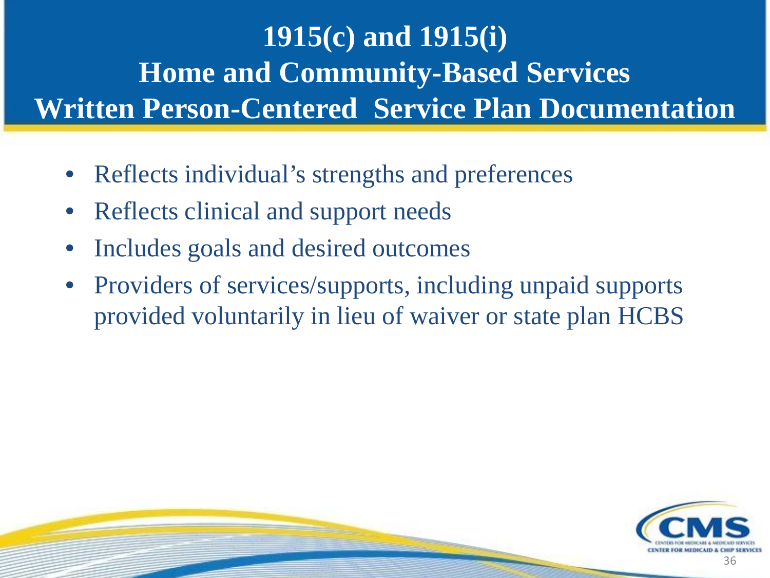# 1915(c) and 1915(i) Home and Community-Based Services Written Person-Centered Service Plan Documentation

- Reflects individual's strengths and preferences
- Reflects clinical and support needs
- Includes goals and desired outcomes
- Providers of services/supports, including unpaid supports provided voluntarily in lieu of waiver or state plan HCBS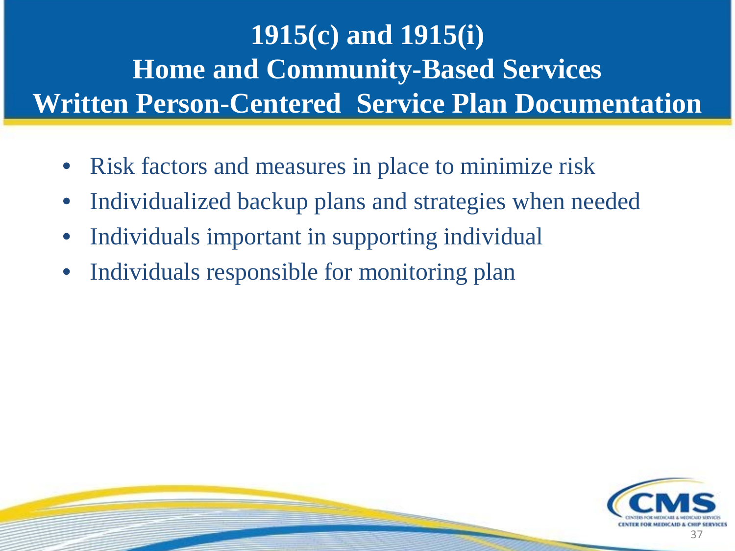# 1915(c) and 1915(i) Home and Community-Based Services Written Person-Centered Service Plan Documentation

- Risk factors and measures in place to minimize risk
- Individualized backup plans and strategies when needed
- Individuals important in supporting individual
- Individuals responsible for monitoring plan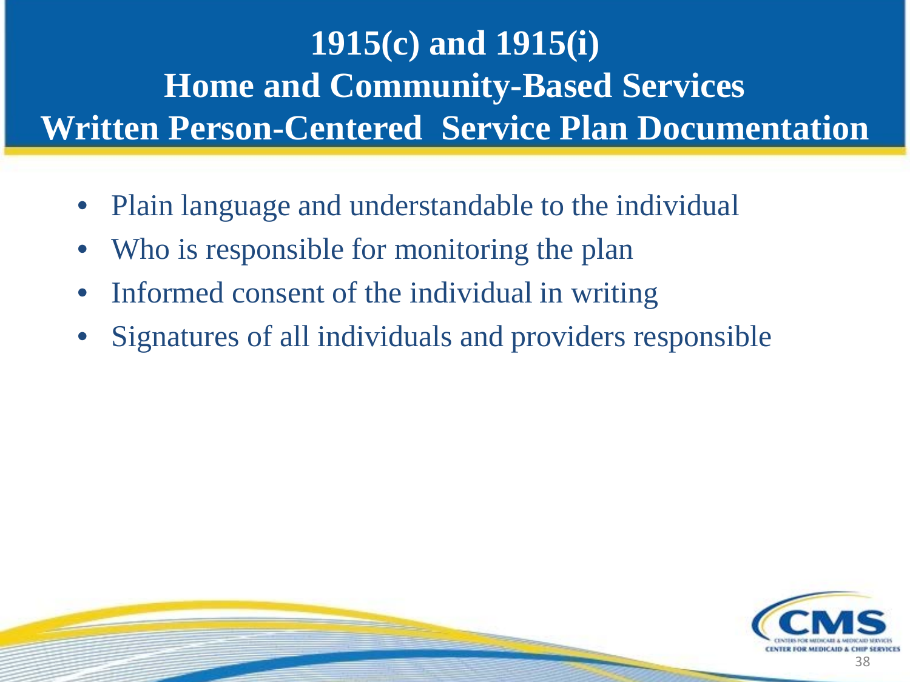# 1915(c) and 1915(i) Home and Community-Based Services Written Person-Centered Service Plan Documentation

- Plain language and understandable to the individual
- Who is responsible for monitoring the plan
- Informed consent of the individual in writing
- Signatures of all individuals and providers responsible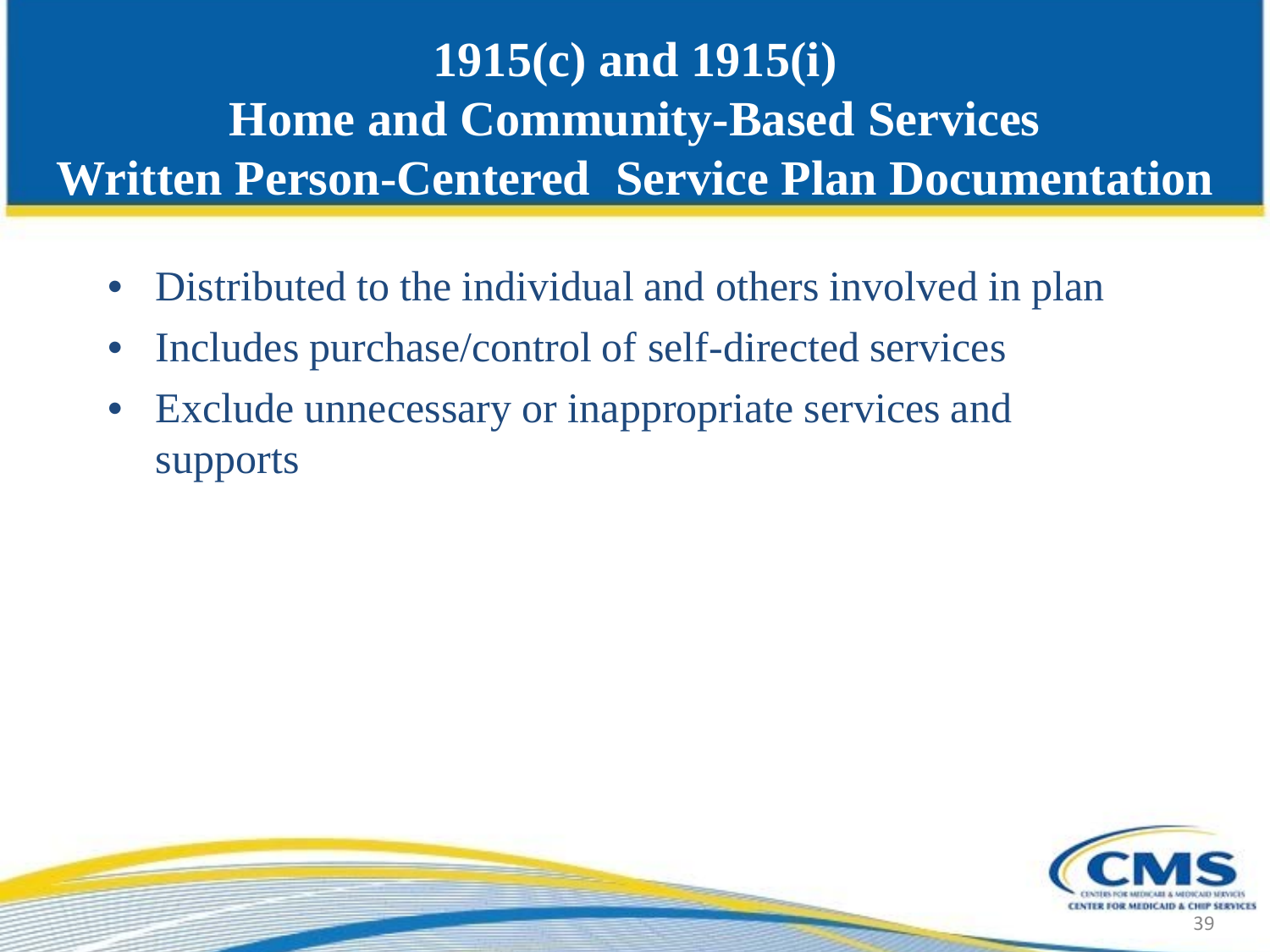# 1915(c) and 1915(i) Home and Community-Based Services Written Person-Centered Service Plan Documentation

- Distributed to the individual and others involved in plan
- Includes purchase/control of self-directed services
- Exclude unnecessary or inappropriate services and supports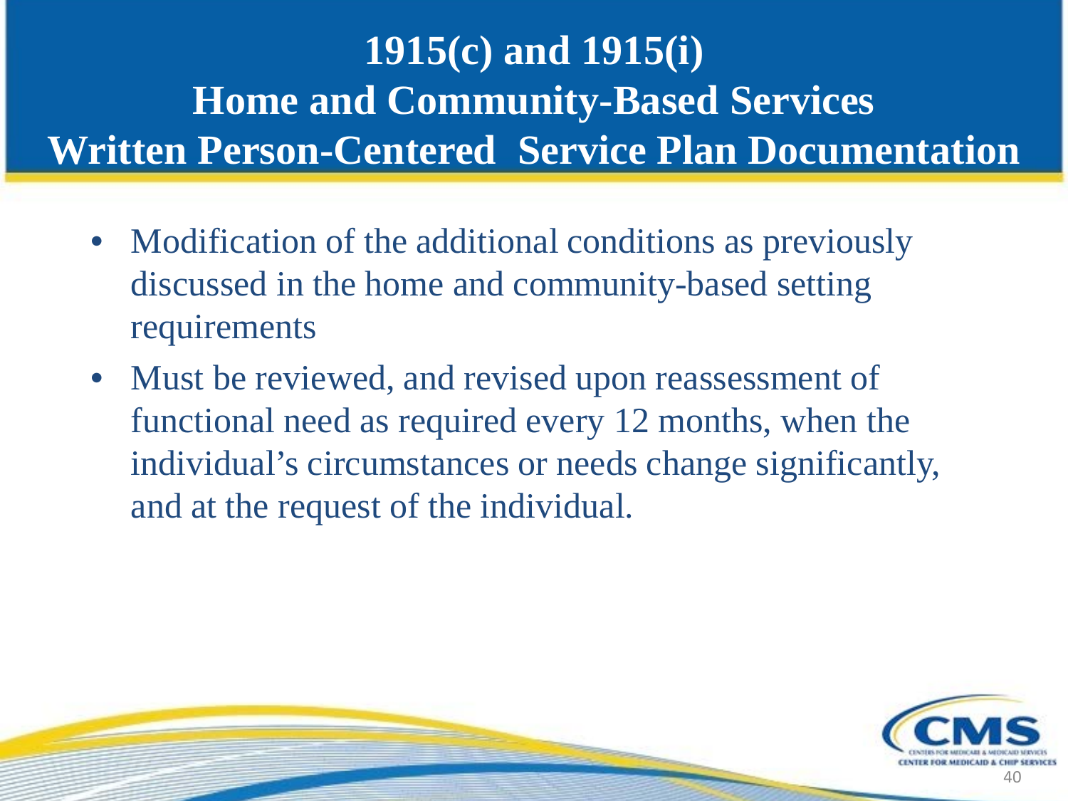# 1915(c) and 1915(i) Home and Community-Based Services Written Person-Centered Service Plan Documentation

- Modification of the additional conditions as previously discussed in the home and community-based setting requirements
- Must be reviewed, and revised upon reassessment of functional need as required every 12 months, when the individual's circumstances or needs change significantly, and at the request of the individual.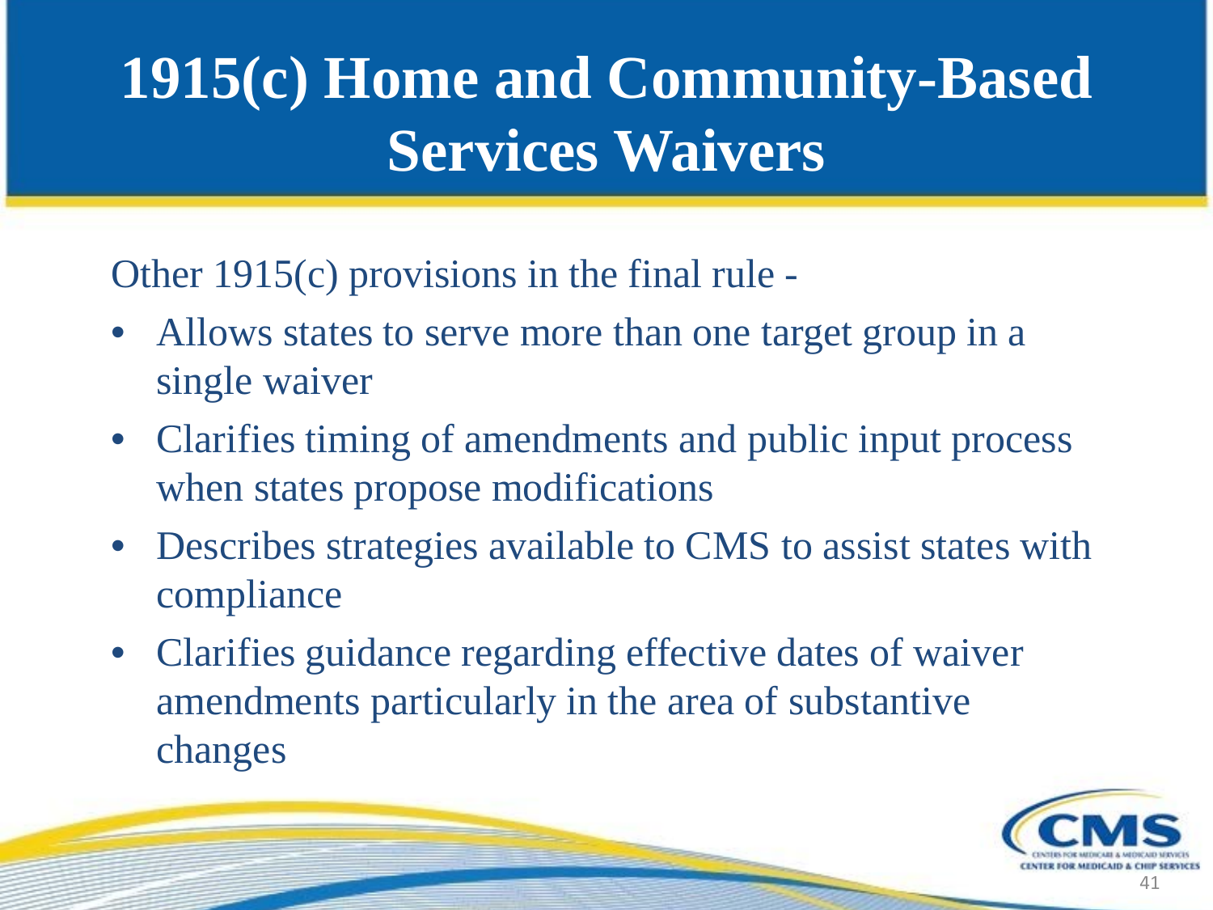# 1915(c) Home and Community-Based Services Waivers

Other 1915(c) provisions in the final rule -

- Allows states to serve more than one target group in a single waiver
- Clarifies timing of amendments and public input process when states propose modifications
- Describes strategies available to CMS to assist states with compliance
- Clarifies guidance regarding effective dates of waiver amendments particularly in the area of substantive changes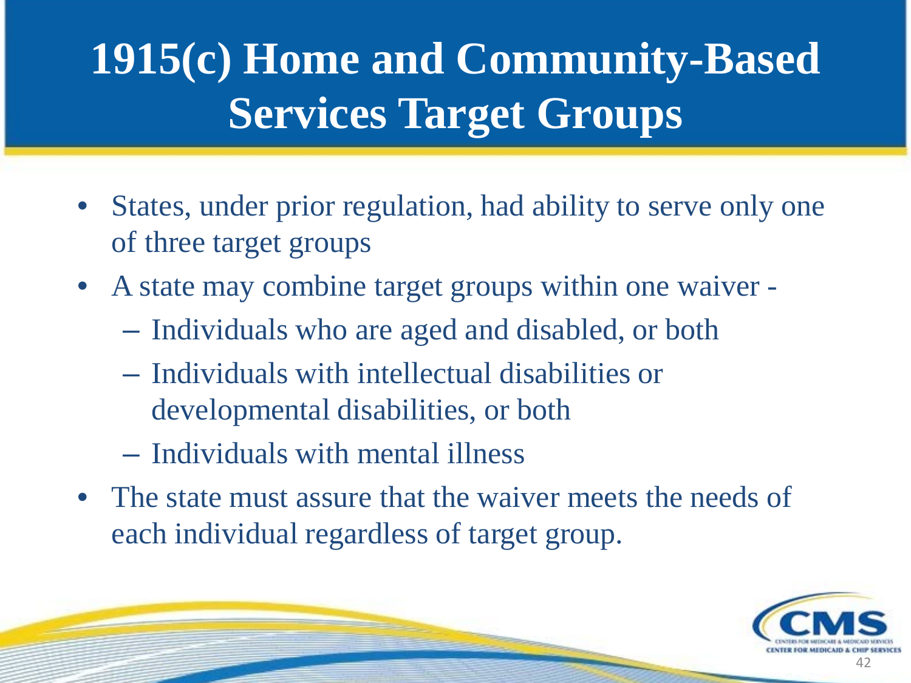# 1915(c) Home and Community-Based Services Target Groups

- States, under prior regulation, had ability to serve only one of three target groups
- A state may combine target groups within one waiver -
  - Individuals who are aged and disabled, or both
  - Individuals with intellectual disabilities or developmental disabilities, or both
  - Individuals with mental illness
- The state must assure that the waiver meets the needs of each individual regardless of target group.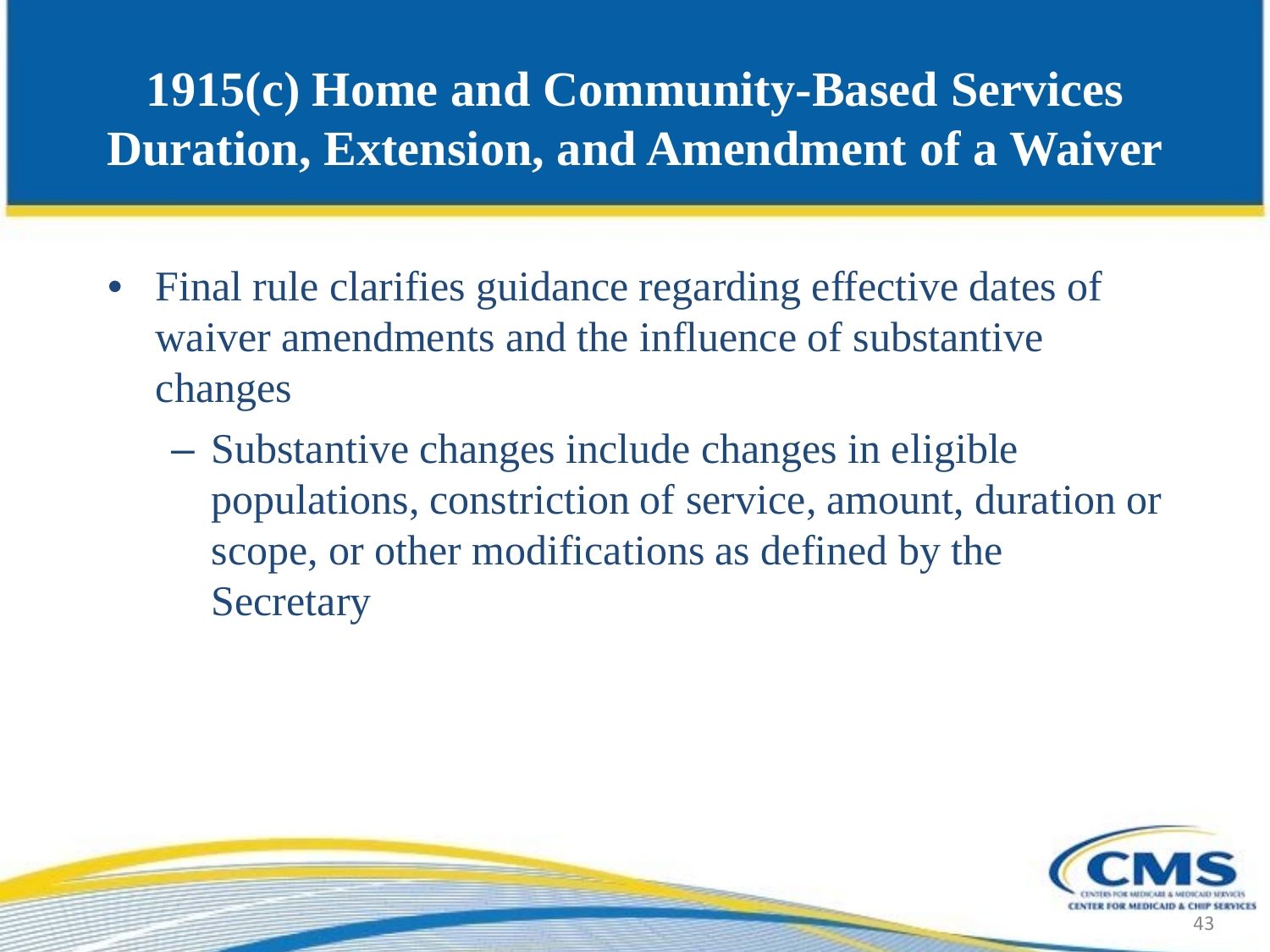# 1915(c) Home and Community-Based Services Duration, Extension, and Amendment of a Waiver

- Final rule clarifies guidance regarding effective dates of waiver amendments and the influence of substantive changes
  - Substantive changes include changes in eligible populations, constriction of service, amount, duration or scope, or other modifications as defined by the Secretary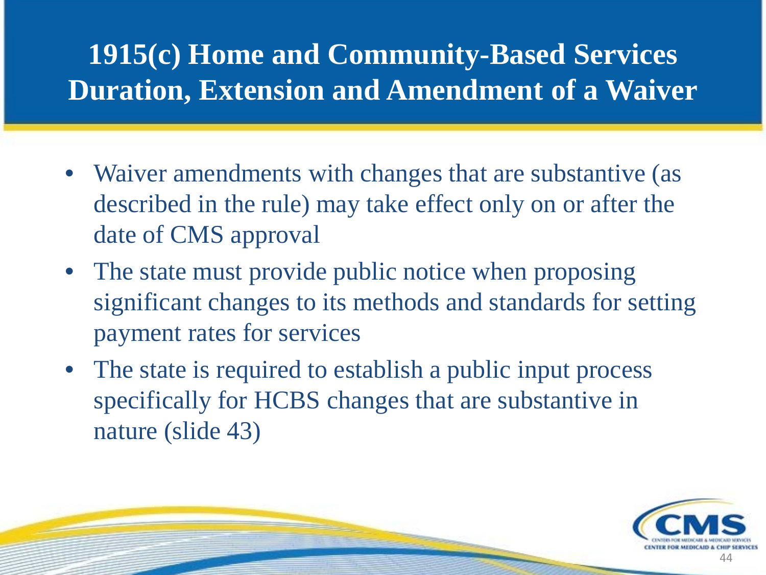# 1915(c) Home and Community-Based Services Duration, Extension and Amendment of a Waiver

- Waiver amendments with changes that are substantive (as described in the rule) may take effect only on or after the date of CMS approval
- The state must provide public notice when proposing significant changes to its methods and standards for setting payment rates for services
- The state is required to establish a public input process specifically for HCBS changes that are substantive in nature (slide 43)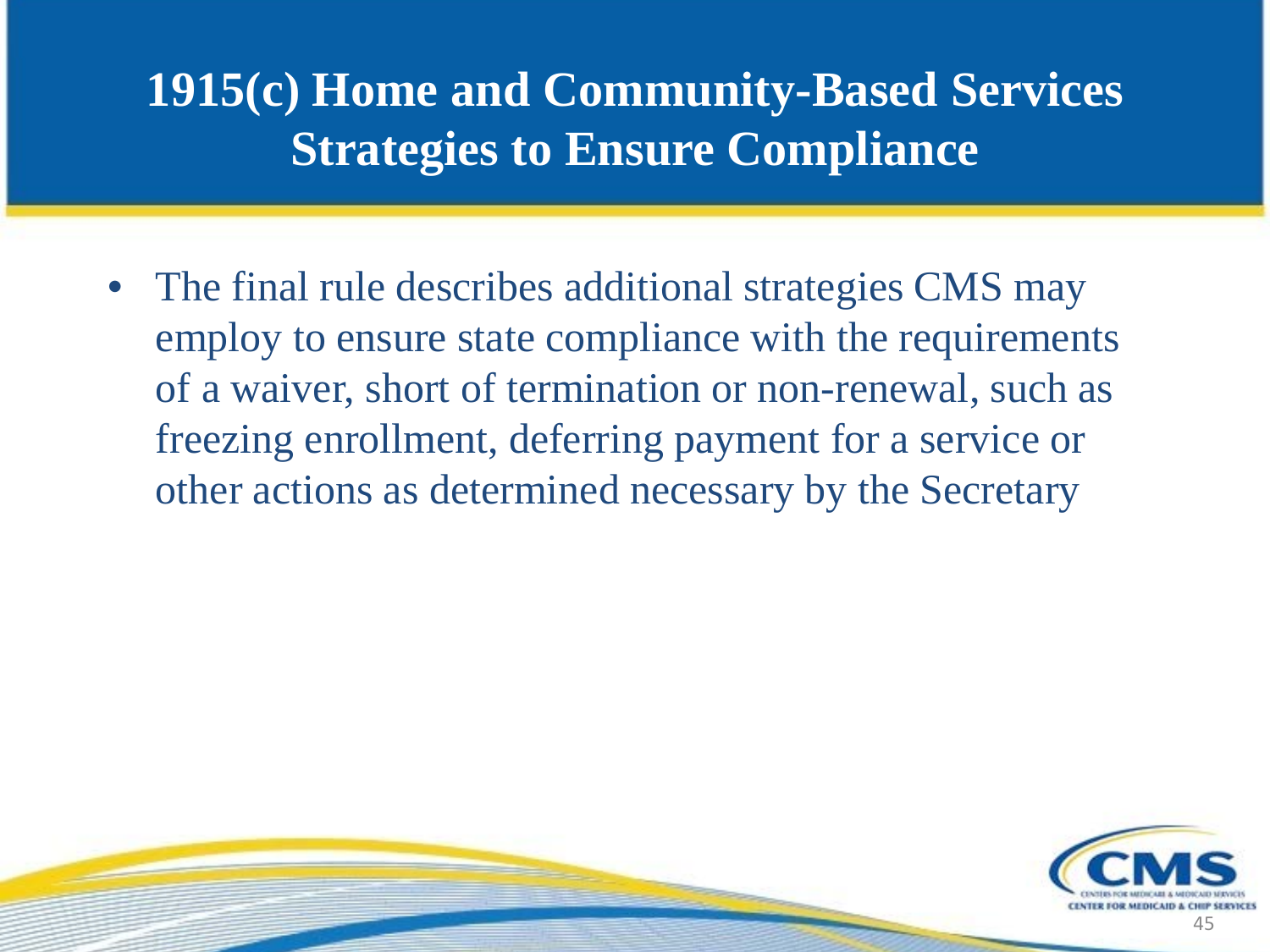# 1915(c) Home and Community-Based Services Strategies to Ensure Compliance

- The final rule describes additional strategies CMS may employ to ensure state compliance with the requirements of a waiver, short of termination or non-renewal, such as freezing enrollment, deferring payment for a service or other actions as determined necessary by the Secretary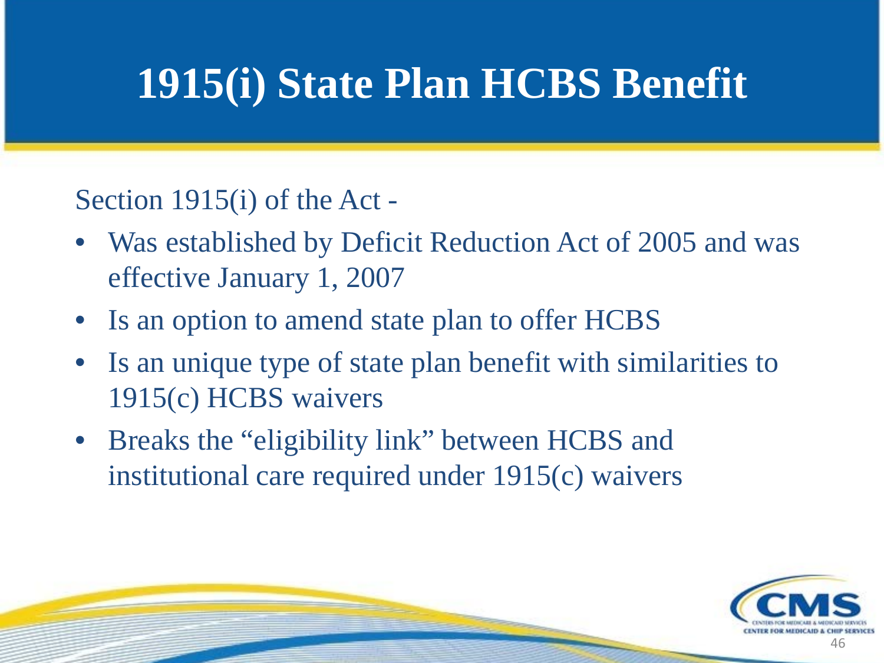# 1915(i) State Plan HCBS Benefit

Section 1915(i) of the Act -

- Was established by Deficit Reduction Act of 2005 and was effective January 1, 2007
- Is an option to amend state plan to offer HCBS
- Is an unique type of state plan benefit with similarities to 1915(c) HCBS waivers
- Breaks the "eligibility link" between HCBS and institutional care required under 1915(c) waivers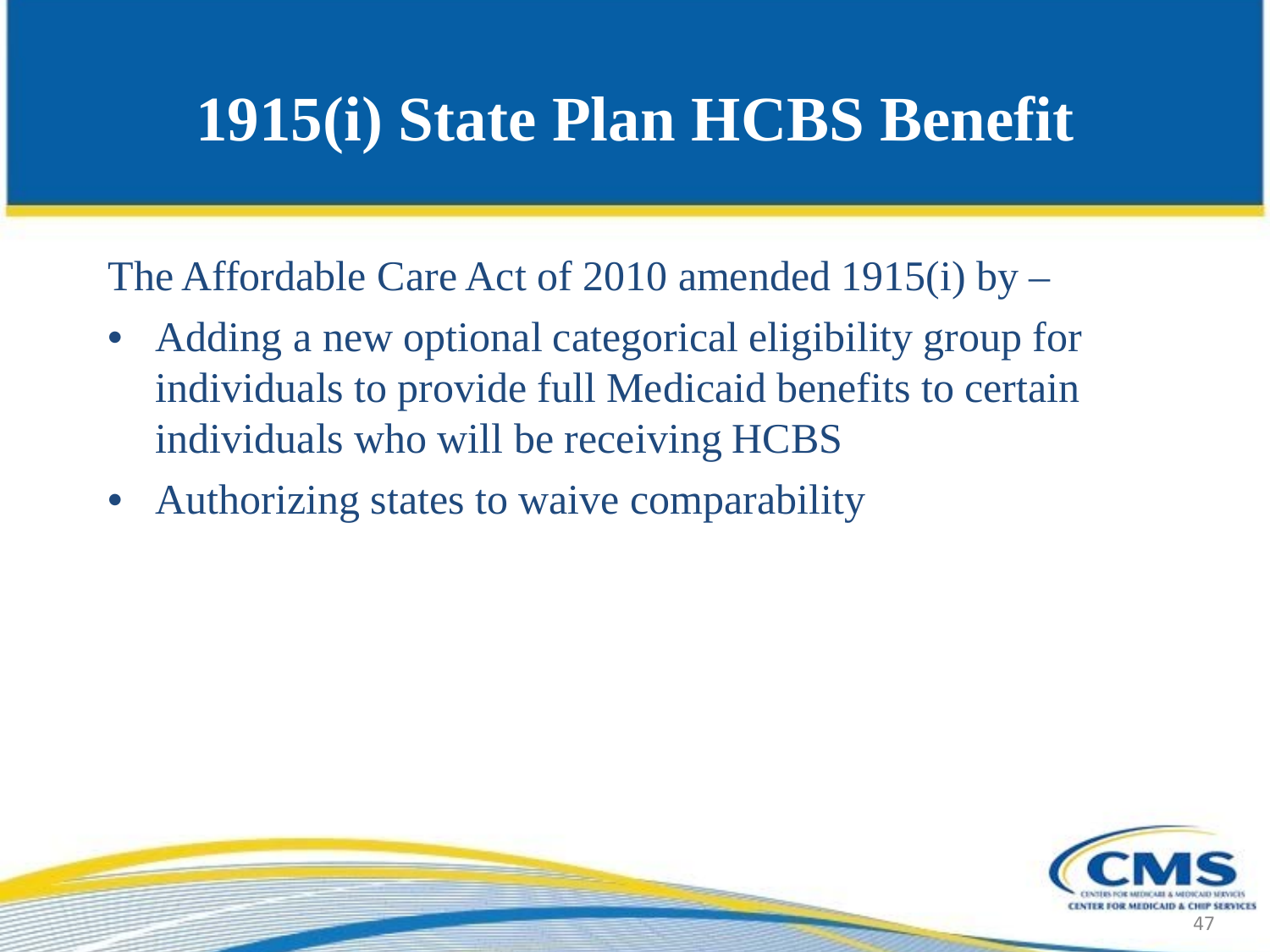# 1915(i) State Plan HCBS Benefit

The Affordable Care Act of 2010 amended 1915(i) by –

- Adding a new optional categorical eligibility group for individuals to provide full Medicaid benefits to certain individuals who will be receiving HCBS
- Authorizing states to waive comparability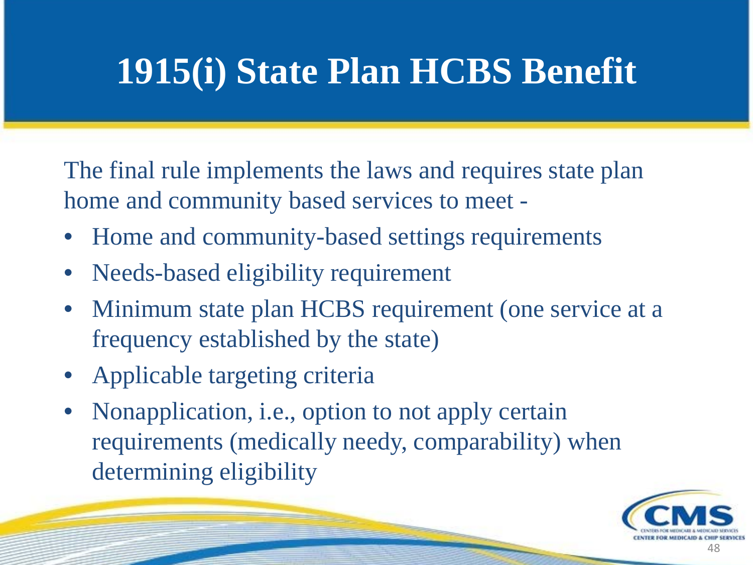# 1915(i) State Plan HCBS Benefit

The final rule implements the laws and requires state plan home and community based services to meet -

- Home and community-based settings requirements
- Needs-based eligibility requirement
- Minimum state plan HCBS requirement (one service at a frequency established by the state)
- Applicable targeting criteria
- Nonapplication, i.e., option to not apply certain requirements (medically needy, comparability) when determining eligibility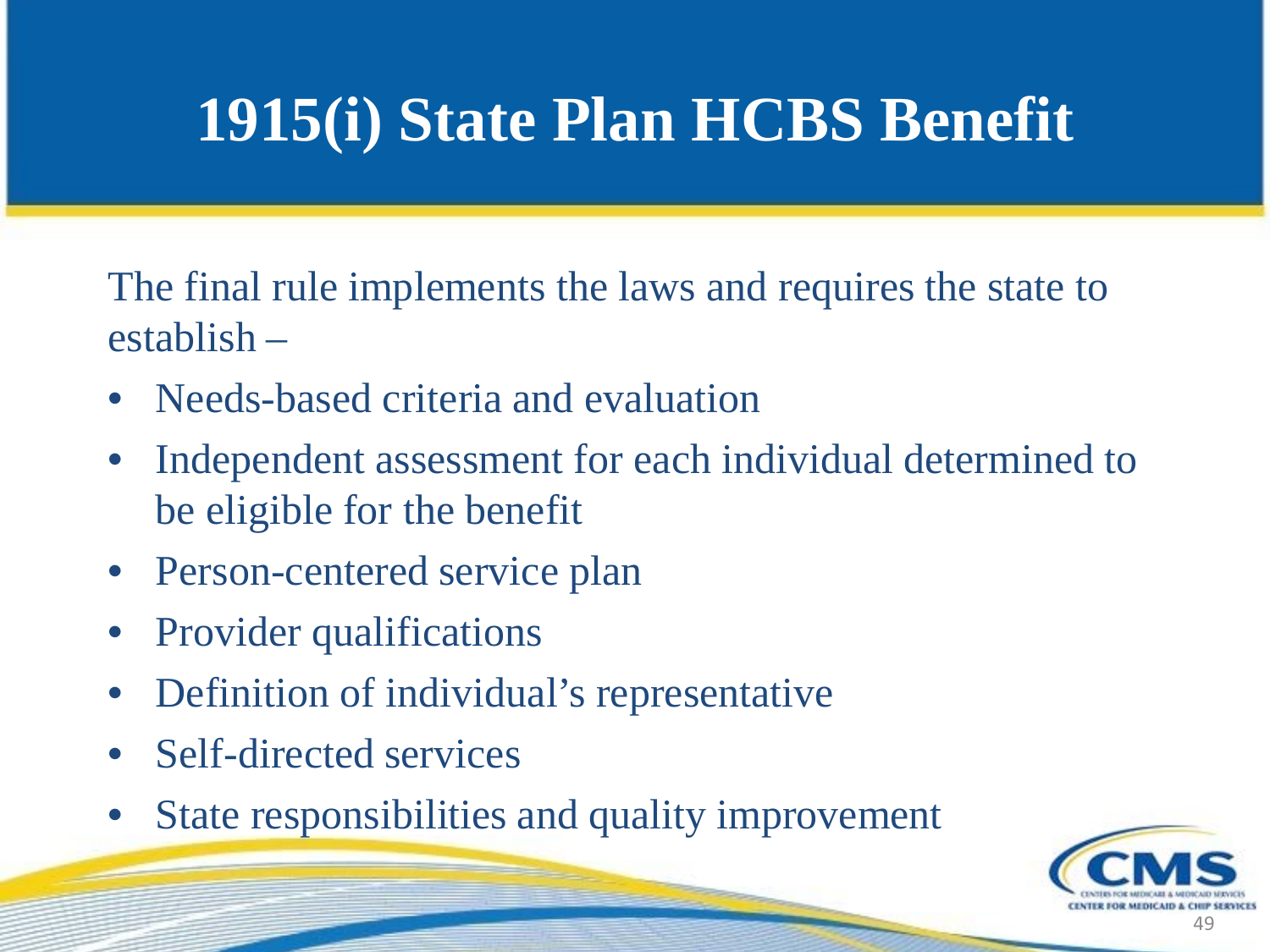# 1915(i) State Plan HCBS Benefit

The final rule implements the laws and requires the state to establish –

- Needs-based criteria and evaluation
- Independent assessment for each individual determined to be eligible for the benefit
- Person-centered service plan
- Provider qualifications
- Definition of individual's representative
- Self-directed services
- State responsibilities and quality improvement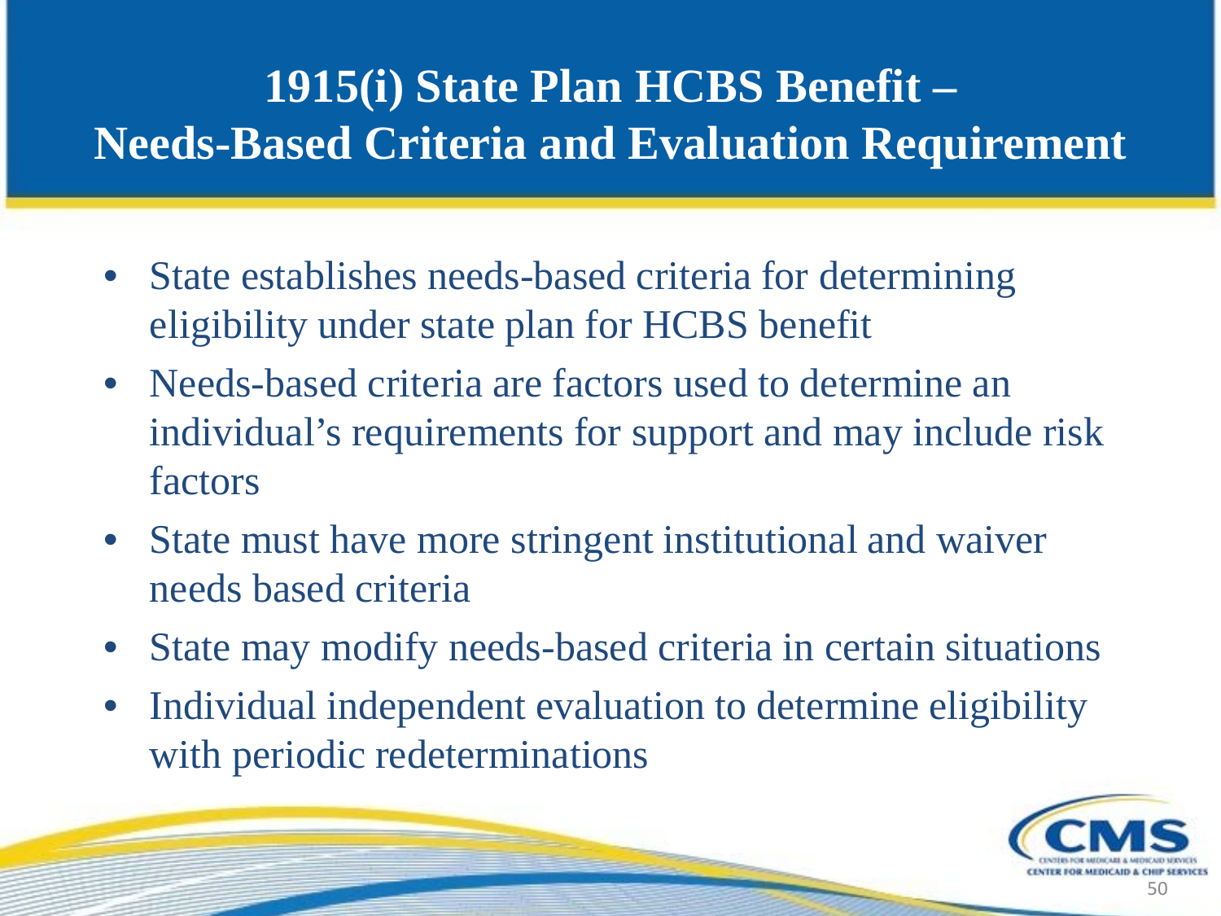# 1915(i) State Plan HCBS Benefit – Needs-Based Criteria and Evaluation Requirement

- State establishes needs-based criteria for determining eligibility under state plan for HCBS benefit
- Needs-based criteria are factors used to determine an individual's requirements for support and may include risk factors
- State must have more stringent institutional and waiver needs based criteria
- State may modify needs-based criteria in certain situations
- Individual independent evaluation to determine eligibility with periodic redeterminations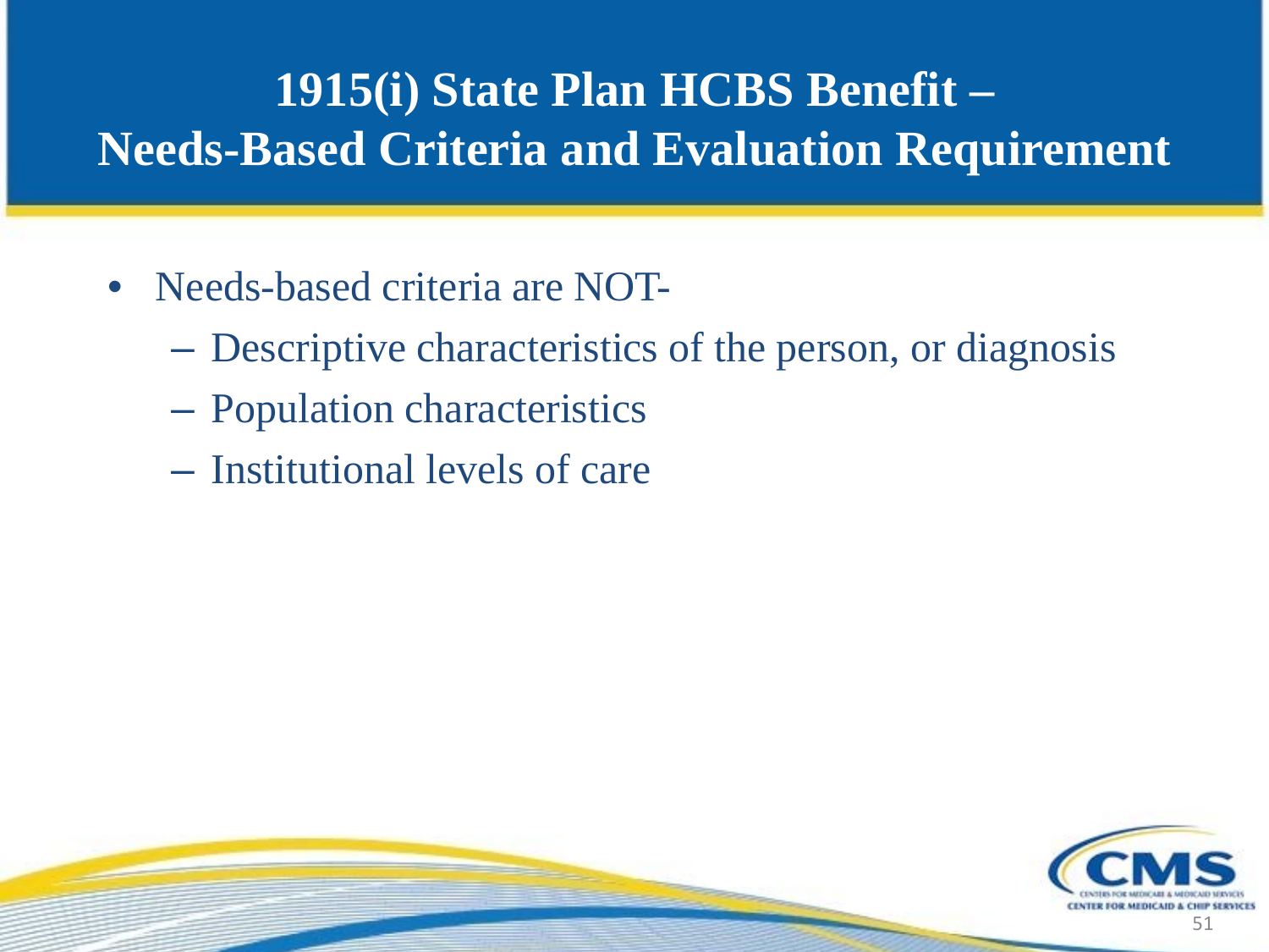# 1915(i) State Plan HCBS Benefit – Needs-Based Criteria and Evaluation Requirement

- Needs-based criteria are NOT-
  - Descriptive characteristics of the person, or diagnosis
  - Population characteristics
  - Institutional levels of care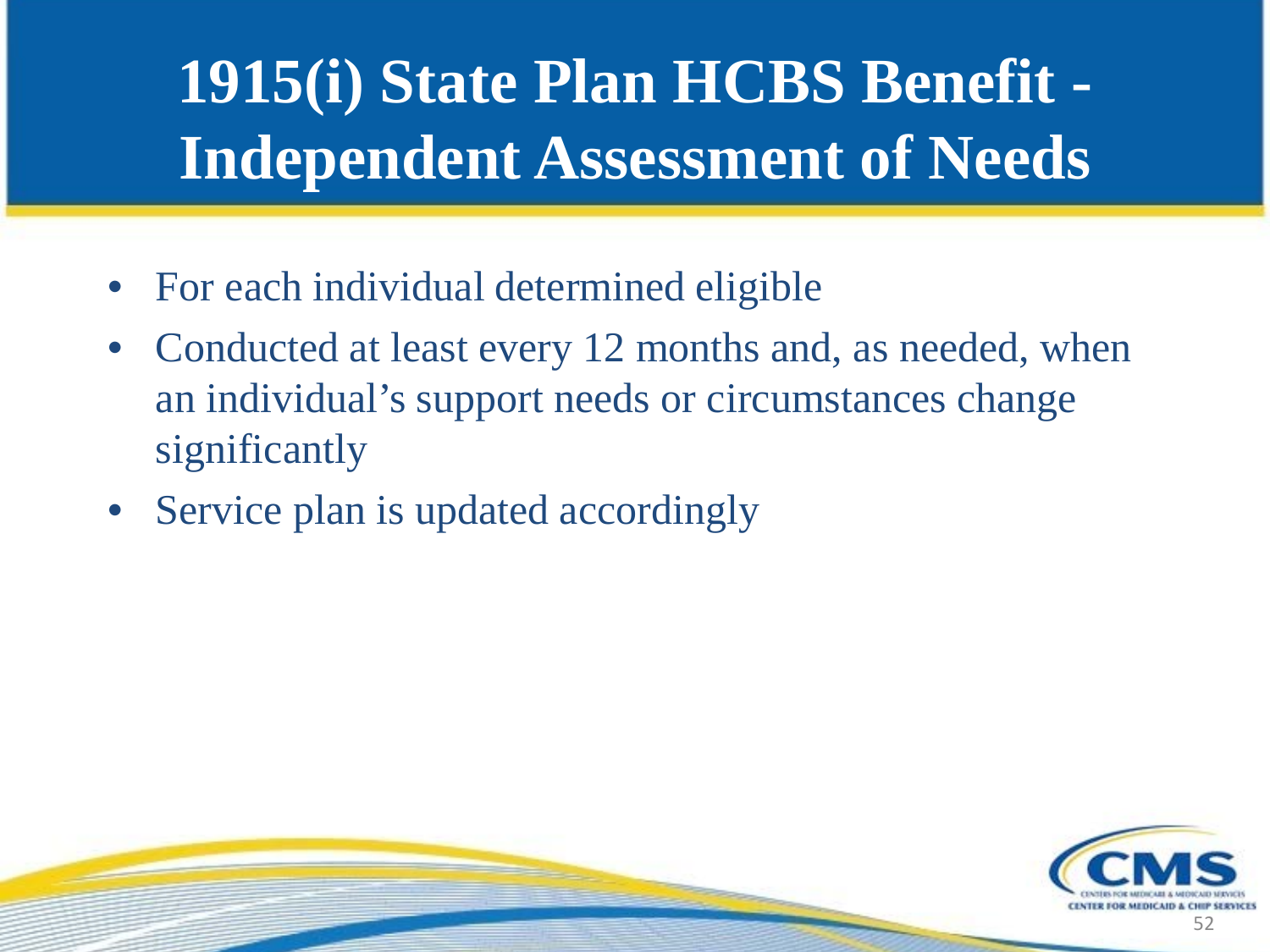# 1915(i) State Plan HCBS Benefit - Independent Assessment of Needs

- For each individual determined eligible
- Conducted at least every 12 months and, as needed, when an individual’s support needs or circumstances change significantly
- Service plan is updated accordingly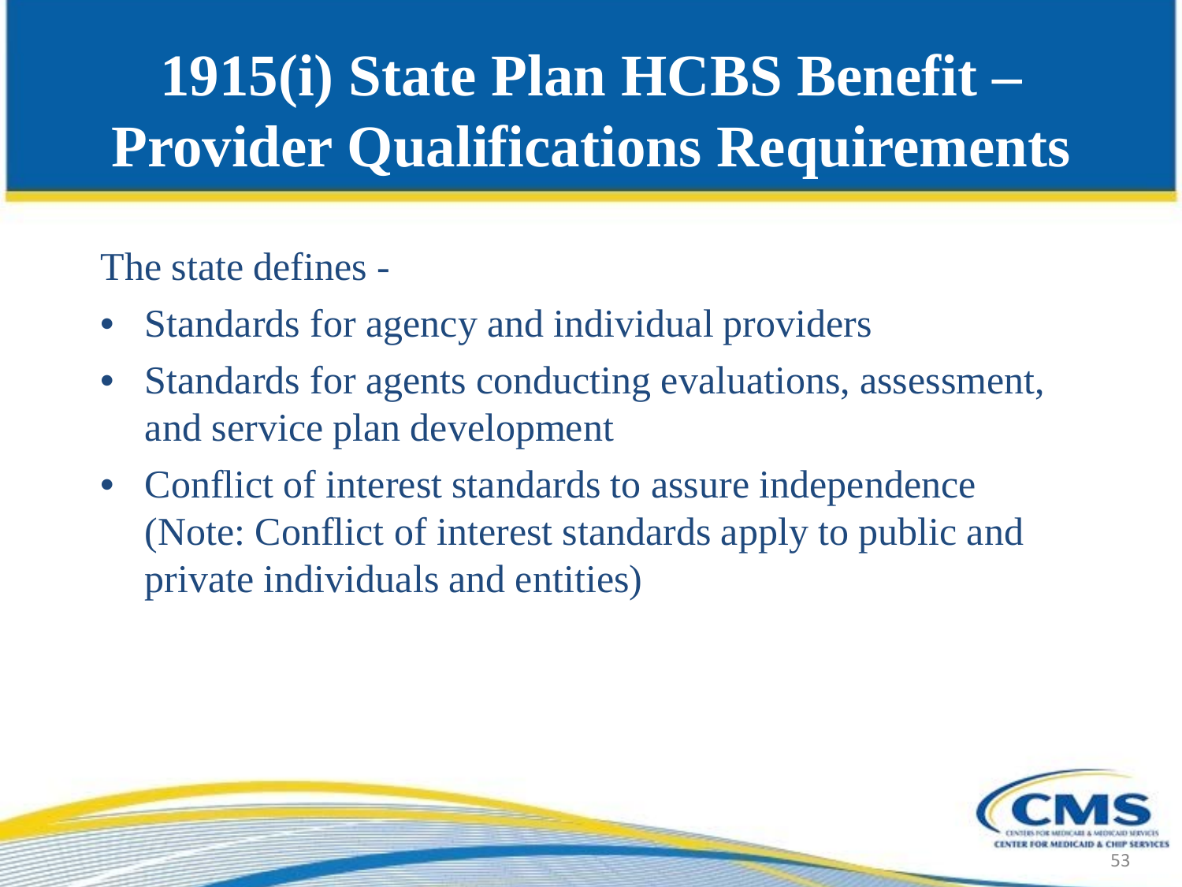# 1915(i) State Plan HCBS Benefit – Provider Qualifications Requirements

The state defines -

- Standards for agency and individual providers
- Standards for agents conducting evaluations, assessment, and service plan development
- Conflict of interest standards to assure independence (Note: Conflict of interest standards apply to public and private individuals and entities)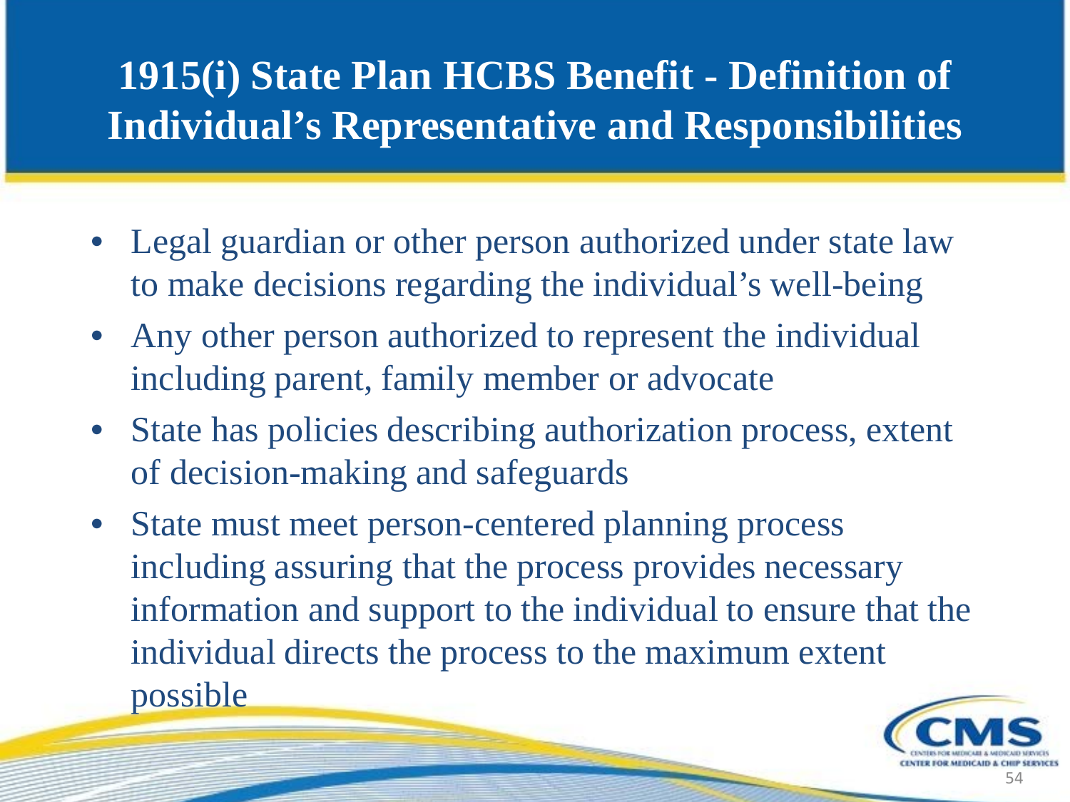# 1915(i) State Plan HCBS Benefit - Definition of Individual's Representative and Responsibilities

- Legal guardian or other person authorized under state law to make decisions regarding the individual's well-being
- Any other person authorized to represent the individual including parent, family member or advocate
- State has policies describing authorization process, extent of decision-making and safeguards
- State must meet person-centered planning process including assuring that the process provides necessary information and support to the individual to ensure that the individual directs the process to the maximum extent possible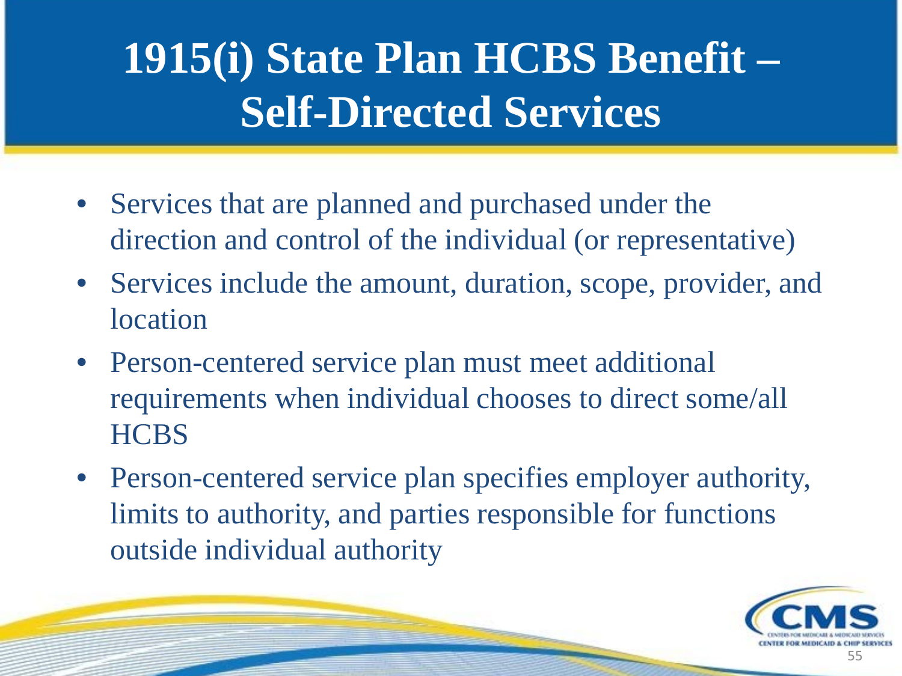# 1915(i) State Plan HCBS Benefit – Self-Directed Services

- Services that are planned and purchased under the direction and control of the individual (or representative)
- Services include the amount, duration, scope, provider, and location
- Person-centered service plan must meet additional requirements when individual chooses to direct some/all HCBS
- Person-centered service plan specifies employer authority, limits to authority, and parties responsible for functions outside individual authority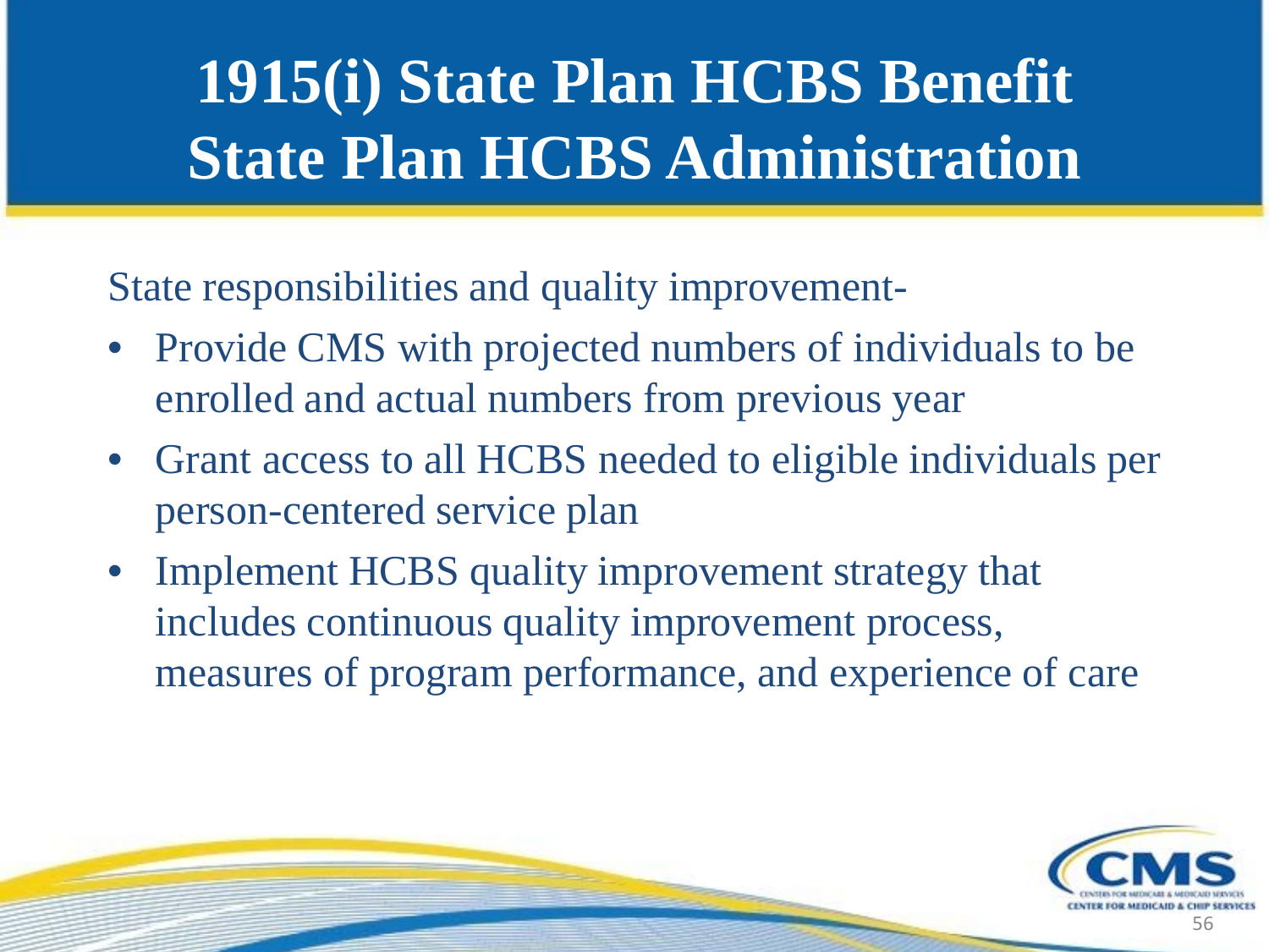# 1915(i) State Plan HCBS Benefit
# State Plan HCBS Administration

State responsibilities and quality improvement-

- Provide CMS with projected numbers of individuals to be enrolled and actual numbers from previous year
- Grant access to all HCBS needed to eligible individuals per person-centered service plan
- Implement HCBS quality improvement strategy that includes continuous quality improvement process, measures of program performance, and experience of care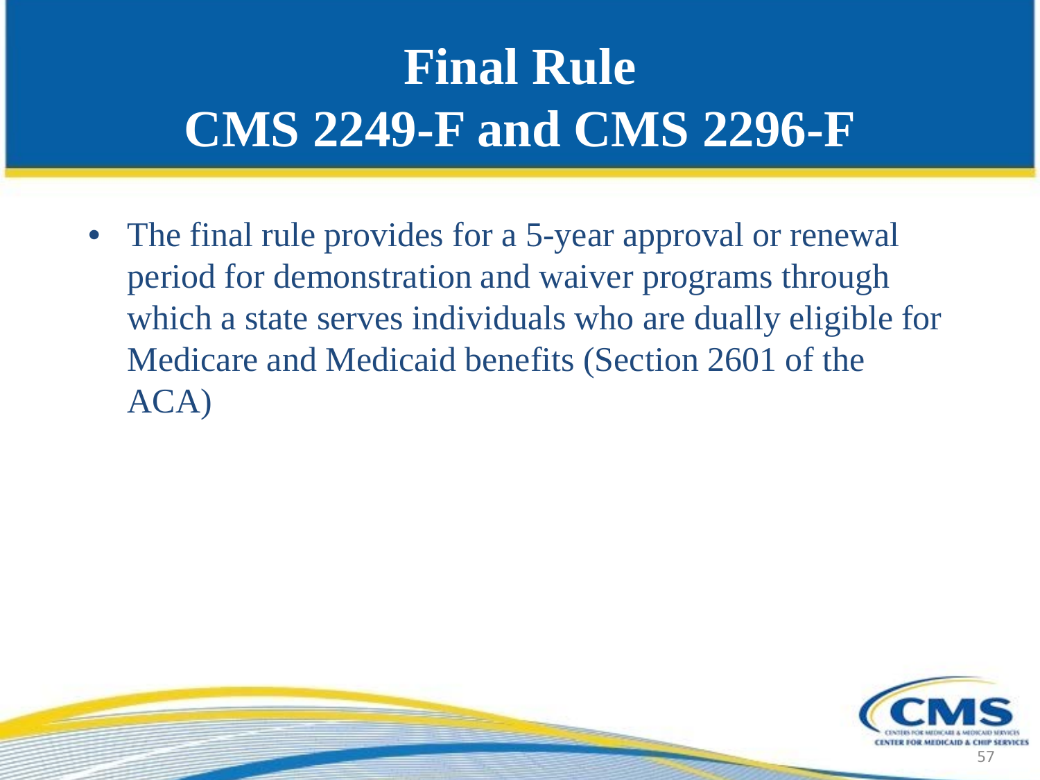# Final Rule
# CMS 2249-F and CMS 2296-F

- The final rule provides for a 5-year approval or renewal period for demonstration and waiver programs through which a state serves individuals who are dually eligible for Medicare and Medicaid benefits (Section 2601 of the ACA)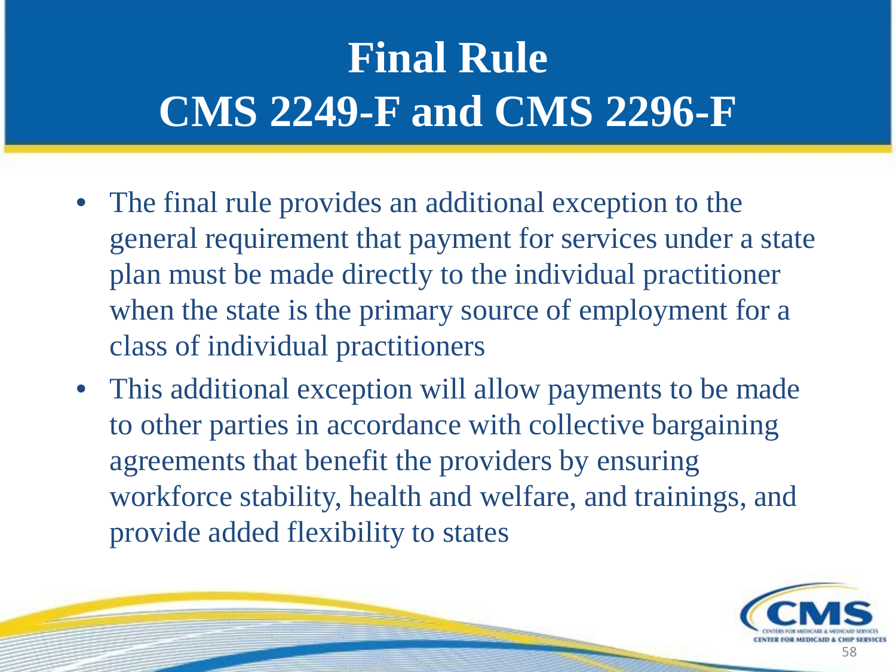# Final Rule
# CMS 2249-F and CMS 2296-F

- The final rule provides an additional exception to the general requirement that payment for services under a state plan must be made directly to the individual practitioner when the state is the primary source of employment for a class of individual practitioners
- This additional exception will allow payments to be made to other parties in accordance with collective bargaining agreements that benefit the providers by ensuring workforce stability, health and welfare, and trainings, and provide added flexibility to states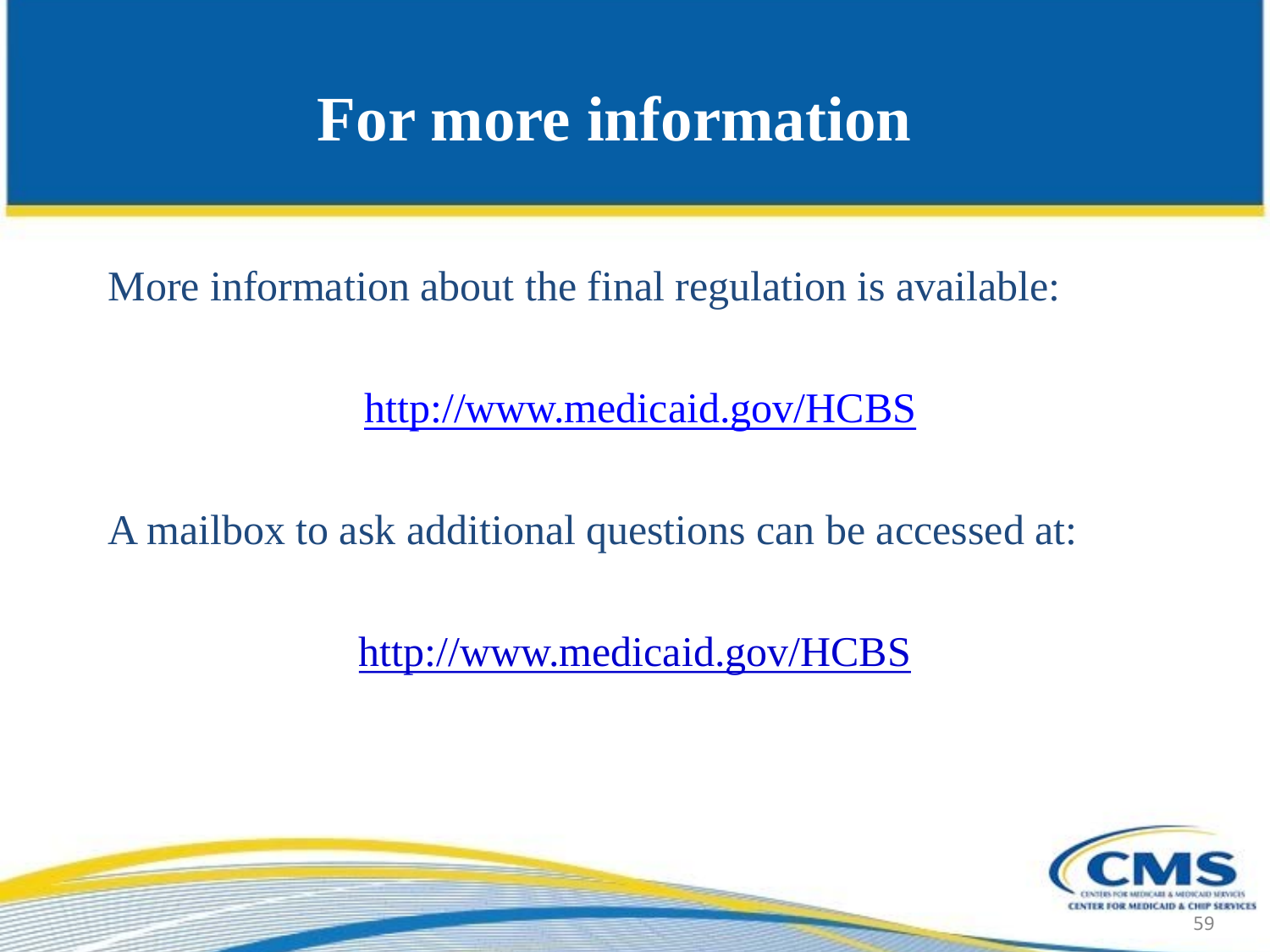# For more information

More information about the final regulation is available:

http://www.medicaid.gov/HCBS

A mailbox to ask additional questions can be accessed at:

http://www.medicaid.gov/HCBS

CMS
CENTERS FOR MEDICARE & MEDICAID SERVICES
CENTER FOR MEDICAID & CHIP SERVICES